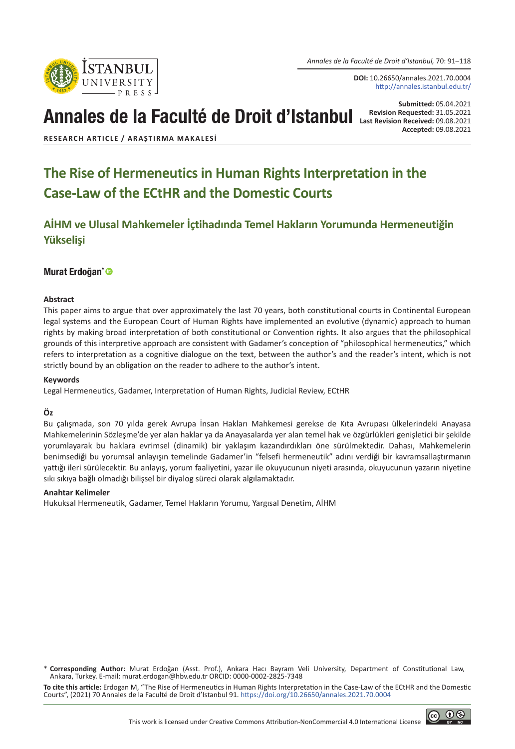**DOI:** 10.26650/annales.2021.70.0004
http://annales.istanbul.edu.tr/

# Annales de la Faculté de Droit d'Istanbul

**Submitted:** 05.04.2021
**Revision Requested:** 31.05.2021
**Last Revision Received:** 09.08.2021
**Accepted:** 09.08.2021

**RESEARCH ARTICLE / ARAŞTIRMA MAKALESİ**

# The Rise of Hermeneutics in Human Rights Interpretation in the Case-Law of the ECtHR and the Domestic Courts

## AİHM ve Ulusal Mahkemeler İçtihadında Temel Hakların Yorumunda Hermeneutiğin Yükselişi

**Murat Erdoğan**[*]

### Abstract

This paper aims to argue that over approximately the last 70 years, both constitutional courts in Continental European legal systems and the European Court of Human Rights have implemented an evolutive (dynamic) approach to human rights by making broad interpretation of both constitutional or Convention rights. It also argues that the philosophical grounds of this interpretive approach are consistent with Gadamer's conception of "philosophical hermeneutics," which refers to interpretation as a cognitive dialogue on the text, between the author's and the reader's intent, which is not strictly bound by an obligation on the reader to adhere to the author's intent.

### Keywords

Legal Hermeneutics, Gadamer, Interpretation of Human Rights, Judicial Review, ECtHR

### Öz

Bu çalışmada, son 70 yılda gerek Avrupa İnsan Hakları Mahkemesi gerekse de Kıta Avrupası ülkelerindeki Anayasa Mahkemelerinin Sözleşme'de yer alan haklar ya da Anayasalarda yer alan temel hak ve özgürlükleri genişletici bir şekilde yorumlayarak bu haklara evrimsel (dinamik) bir yaklaşım kazandırdıkları öne sürülmektedir. Dahası, Mahkemelerin benimsediği bu yorumsal anlayışın temelinde Gadamer'in "felsefi hermeneutik" adını verdiği bir kavramsallaştırmanın yattığı ileri sürülecektir. Bu anlayış, yorum faaliyetini, yazar ile okuyucunun niyeti arasında, okuyucunun yazarın niyetine sıkı sıkıya bağlı olmadığı bilişsel bir diyalog süreci olarak algılamaktadır.

### Anahtar Kelimeler

Hukuksal Hermeneutik, Gadamer, Temel Hakların Yorumu, Yargısal Denetim, AİHM

---

[*] **Corresponding Author:** Murat Erdoğan (Asst. Prof.), Ankara Hacı Bayram Veli University, Department of Constitutional Law, Ankara, Turkey. E-mail: murat.erdogan@hbv.edu.tr ORCID: 0000-0002-2825-7348

**To cite this article:** Erdogan M, "The Rise of Hermeneutics in Human Rights Interpretation in the Case-Law of the ECtHR and the Domestic Courts", (2021) 70 Annales de la Faculté de Droit d'Istanbul 91. https://doi.org/10.26650/annales.2021.70.0004

This work is licensed under Creative Commons Attribution-NonCommercial 4.0 International License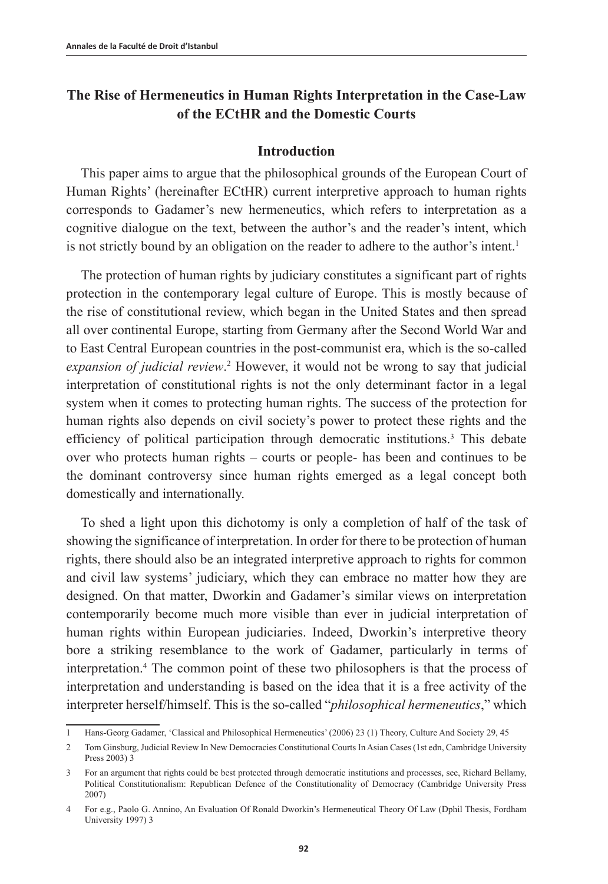## The Rise of Hermeneutics in Human Rights Interpretation in the Case-Law of the ECtHR and the Domestic Courts

### Introduction

This paper aims to argue that the philosophical grounds of the European Court of Human Rights' (hereinafter ECtHR) current interpretive approach to human rights corresponds to Gadamer's new hermeneutics, which refers to interpretation as a cognitive dialogue on the text, between the author's and the reader's intent, which is not strictly bound by an obligation on the reader to adhere to the author's intent.[1]

The protection of human rights by judiciary constitutes a significant part of rights protection in the contemporary legal culture of Europe. This is mostly because of the rise of constitutional review, which began in the United States and then spread all over continental Europe, starting from Germany after the Second World War and to East Central European countries in the post-communist era, which is the so-called *expansion of judicial review*.[2] However, it would not be wrong to say that judicial interpretation of constitutional rights is not the only determinant factor in a legal system when it comes to protecting human rights. The success of the protection for human rights also depends on civil society's power to protect these rights and the efficiency of political participation through democratic institutions.[3] This debate over who protects human rights – courts or people- has been and continues to be the dominant controversy since human rights emerged as a legal concept both domestically and internationally.

To shed a light upon this dichotomy is only a completion of half of the task of showing the significance of interpretation. In order for there to be protection of human rights, there should also be an integrated interpretive approach to rights for common and civil law systems' judiciary, which they can embrace no matter how they are designed. On that matter, Dworkin and Gadamer's similar views on interpretation contemporarily become much more visible than ever in judicial interpretation of human rights within European judiciaries. Indeed, Dworkin's interpretive theory bore a striking resemblance to the work of Gadamer, particularly in terms of interpretation.[4] The common point of these two philosophers is that the process of interpretation and understanding is based on the idea that it is a free activity of the interpreter herself/himself. This is the so-called "*philosophical hermeneutics*," which

---

1 Hans-Georg Gadamer, 'Classical and Philosophical Hermeneutics' (2006) 23 (1) Theory, Culture And Society 29, 45

2 Tom Ginsburg, Judicial Review In New Democracies Constitutional Courts In Asian Cases (1st edn, Cambridge University Press 2003) 3

3 For an argument that rights could be best protected through democratic institutions and processes, see, Richard Bellamy, Political Constitutionalism: Republican Defence of the Constitutionality of Democracy (Cambridge University Press 2007)

4 For e.g., Paolo G. Annino, An Evaluation Of Ronald Dworkin's Hermeneutical Theory Of Law (Dphil Thesis, Fordham University 1997) 3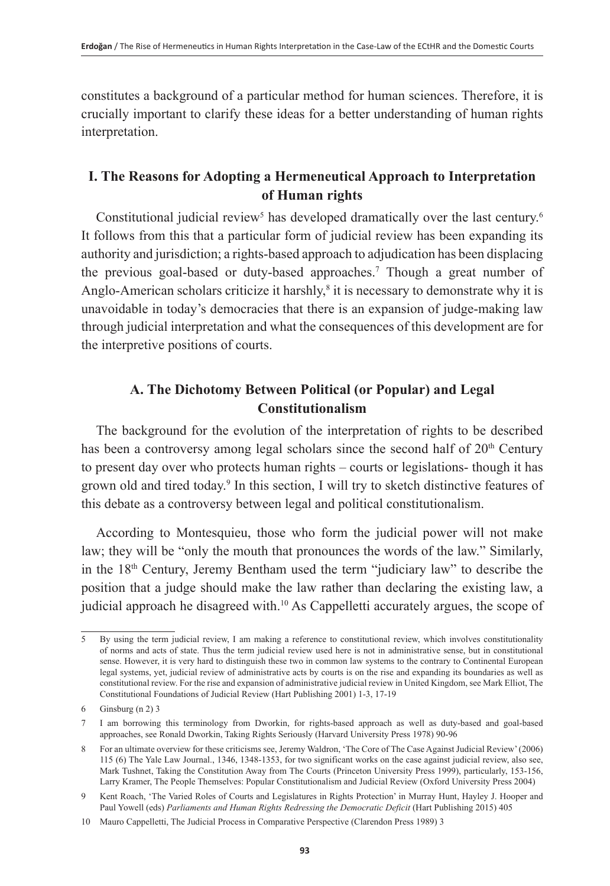constitutes a background of a particular method for human sciences. Therefore, it is crucially important to clarify these ideas for a better understanding of human rights interpretation.

## I. The Reasons for Adopting a Hermeneutical Approach to Interpretation of Human rights

Constitutional judicial review[5] has developed dramatically over the last century.[6] It follows from this that a particular form of judicial review has been expanding its authority and jurisdiction; a rights-based approach to adjudication has been displacing the previous goal-based or duty-based approaches.[7] Though a great number of Anglo-American scholars criticize it harshly,[8] it is necessary to demonstrate why it is unavoidable in today's democracies that there is an expansion of judge-making law through judicial interpretation and what the consequences of this development are for the interpretive positions of courts.

### A. The Dichotomy Between Political (or Popular) and Legal Constitutionalism

The background for the evolution of the interpretation of rights to be described has been a controversy among legal scholars since the second half of 20th Century to present day over who protects human rights – courts or legislations- though it has grown old and tired today.[9] In this section, I will try to sketch distinctive features of this debate as a controversy between legal and political constitutionalism.

According to Montesquieu, those who form the judicial power will not make law; they will be "only the mouth that pronounces the words of the law." Similarly, in the 18th Century, Jeremy Bentham used the term "judiciary law" to describe the position that a judge should make the law rather than declaring the existing law, a judicial approach he disagreed with.[10] As Cappelletti accurately argues, the scope of

---

5 By using the term judicial review, I am making a reference to constitutional review, which involves constitutionality of norms and acts of state. Thus the term judicial review used here is not in administrative sense, but in constitutional sense. However, it is very hard to distinguish these two in common law systems to the contrary to Continental European legal systems, yet, judicial review of administrative acts by courts is on the rise and expanding its boundaries as well as constitutional review. For the rise and expansion of administrative judicial review in United Kingdom, see Mark Elliot, The Constitutional Foundations of Judicial Review (Hart Publishing 2001) 1-3, 17-19

6 Ginsburg (n 2) 3

7 I am borrowing this terminology from Dworkin, for rights-based approach as well as duty-based and goal-based approaches, see Ronald Dworkin, Taking Rights Seriously (Harvard University Press 1978) 90-96

8 For an ultimate overview for these criticisms see, Jeremy Waldron, 'The Core of The Case Against Judicial Review' (2006) 115 (6) The Yale Law Journal., 1346, 1348-1353, for two significant works on the case against judicial review, also see, Mark Tushnet, Taking the Constitution Away from The Courts (Princeton University Press 1999), particularly, 153-156, Larry Kramer, The People Themselves: Popular Constitutionalism and Judicial Review (Oxford University Press 2004)

9 Kent Roach, 'The Varied Roles of Courts and Legislatures in Rights Protection' in Murray Hunt, Hayley J. Hooper and Paul Yowell (eds) *Parliaments and Human Rights Redressing the Democratic Deficit* (Hart Publishing 2015) 405

10 Mauro Cappelletti, The Judicial Process in Comparative Perspective (Clarendon Press 1989) 3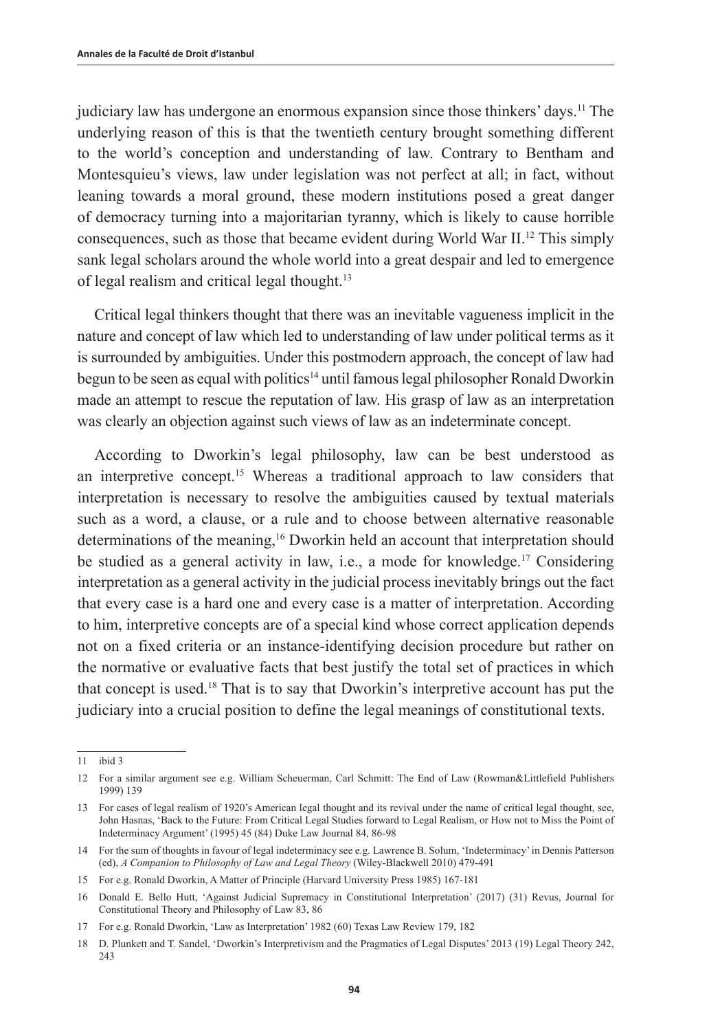judiciary law has undergone an enormous expansion since those thinkers' days.[11] The underlying reason of this is that the twentieth century brought something different to the world's conception and understanding of law. Contrary to Bentham and Montesquieu's views, law under legislation was not perfect at all; in fact, without leaning towards a moral ground, these modern institutions posed a great danger of democracy turning into a majoritarian tyranny, which is likely to cause horrible consequences, such as those that became evident during World War II.[12] This simply sank legal scholars around the whole world into a great despair and led to emergence of legal realism and critical legal thought.[13]

Critical legal thinkers thought that there was an inevitable vagueness implicit in the nature and concept of law which led to understanding of law under political terms as it is surrounded by ambiguities. Under this postmodern approach, the concept of law had begun to be seen as equal with politics[14] until famous legal philosopher Ronald Dworkin made an attempt to rescue the reputation of law. His grasp of law as an interpretation was clearly an objection against such views of law as an indeterminate concept.

According to Dworkin's legal philosophy, law can be best understood as an interpretive concept.[15] Whereas a traditional approach to law considers that interpretation is necessary to resolve the ambiguities caused by textual materials such as a word, a clause, or a rule and to choose between alternative reasonable determinations of the meaning,[16] Dworkin held an account that interpretation should be studied as a general activity in law, i.e., a mode for knowledge.[17] Considering interpretation as a general activity in the judicial process inevitably brings out the fact that every case is a hard one and every case is a matter of interpretation. According to him, interpretive concepts are of a special kind whose correct application depends not on a fixed criteria or an instance-identifying decision procedure but rather on the normative or evaluative facts that best justify the total set of practices in which that concept is used.[18] That is to say that Dworkin's interpretive account has put the judiciary into a crucial position to define the legal meanings of constitutional texts.

---

11 ibid 3

12 For a similar argument see e.g. William Scheuerman, Carl Schmitt: The End of Law (Rowman&Littlefield Publishers 1999) 139

13 For cases of legal realism of 1920's American legal thought and its revival under the name of critical legal thought, see, John Hasnas, 'Back to the Future: From Critical Legal Studies forward to Legal Realism, or How not to Miss the Point of Indeterminacy Argument' (1995) 45 (84) Duke Law Journal 84, 86-98

14 For the sum of thoughts in favour of legal indeterminacy see e.g. Lawrence B. Solum, 'Indeterminacy' in Dennis Patterson (ed), *A Companion to Philosophy of Law and Legal Theory* (Wiley-Blackwell 2010) 479-491

15 For e.g. Ronald Dworkin, A Matter of Principle (Harvard University Press 1985) 167-181

16 Donald E. Bello Hutt, 'Against Judicial Supremacy in Constitutional Interpretation' (2017) (31) Revus, Journal for Constitutional Theory and Philosophy of Law 83, 86

17 For e.g. Ronald Dworkin, 'Law as Interpretation' 1982 (60) Texas Law Review 179, 182

18 D. Plunkett and T. Sandel, 'Dworkin's Interpretivism and the Pragmatics of Legal Disputes' 2013 (19) Legal Theory 242, 243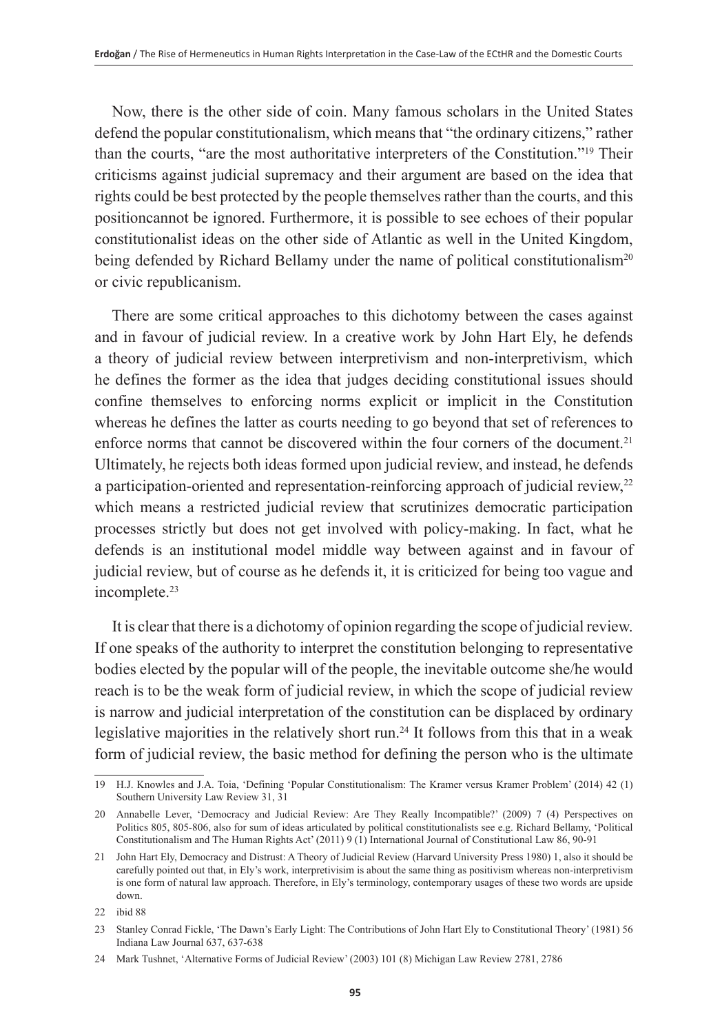Now, there is the other side of coin. Many famous scholars in the United States defend the popular constitutionalism, which means that "the ordinary citizens," rather than the courts, "are the most authoritative interpreters of the Constitution."[19] Their criticisms against judicial supremacy and their argument are based on the idea that rights could be best protected by the people themselves rather than the courts, and this positioncannot be ignored. Furthermore, it is possible to see echoes of their popular constitutionalist ideas on the other side of Atlantic as well in the United Kingdom, being defended by Richard Bellamy under the name of political constitutionalism[20] or civic republicanism.

There are some critical approaches to this dichotomy between the cases against and in favour of judicial review. In a creative work by John Hart Ely, he defends a theory of judicial review between interpretivism and non-interpretivism, which he defines the former as the idea that judges deciding constitutional issues should confine themselves to enforcing norms explicit or implicit in the Constitution whereas he defines the latter as courts needing to go beyond that set of references to enforce norms that cannot be discovered within the four corners of the document.[21] Ultimately, he rejects both ideas formed upon judicial review, and instead, he defends a participation-oriented and representation-reinforcing approach of judicial review,[22] which means a restricted judicial review that scrutinizes democratic participation processes strictly but does not get involved with policy-making. In fact, what he defends is an institutional model middle way between against and in favour of judicial review, but of course as he defends it, it is criticized for being too vague and incomplete.[23]

It is clear that there is a dichotomy of opinion regarding the scope of judicial review. If one speaks of the authority to interpret the constitution belonging to representative bodies elected by the popular will of the people, the inevitable outcome she/he would reach is to be the weak form of judicial review, in which the scope of judicial review is narrow and judicial interpretation of the constitution can be displaced by ordinary legislative majorities in the relatively short run.[24] It follows from this that in a weak form of judicial review, the basic method for defining the person who is the ultimate

---

19 H.J. Knowles and J.A. Toia, 'Defining 'Popular Constitutionalism: The Kramer versus Kramer Problem' (2014) 42 (1) Southern University Law Review 31, 31

20 Annabelle Lever, 'Democracy and Judicial Review: Are They Really Incompatible?' (2009) 7 (4) Perspectives on Politics 805, 805-806, also for sum of ideas articulated by political constitutionalists see e.g. Richard Bellamy, 'Political Constitutionalism and The Human Rights Act' (2011) 9 (1) International Journal of Constitutional Law 86, 90-91

21 John Hart Ely, Democracy and Distrust: A Theory of Judicial Review (Harvard University Press 1980) 1, also it should be carefully pointed out that, in Ely's work, interpretivisim is about the same thing as positivism whereas non-interpretivism is one form of natural law approach. Therefore, in Ely's terminology, contemporary usages of these two words are upside down.

22 ibid 88

23 Stanley Conrad Fickle, 'The Dawn's Early Light: The Contributions of John Hart Ely to Constitutional Theory' (1981) 56 Indiana Law Journal 637, 637-638

24 Mark Tushnet, 'Alternative Forms of Judicial Review' (2003) 101 (8) Michigan Law Review 2781, 2786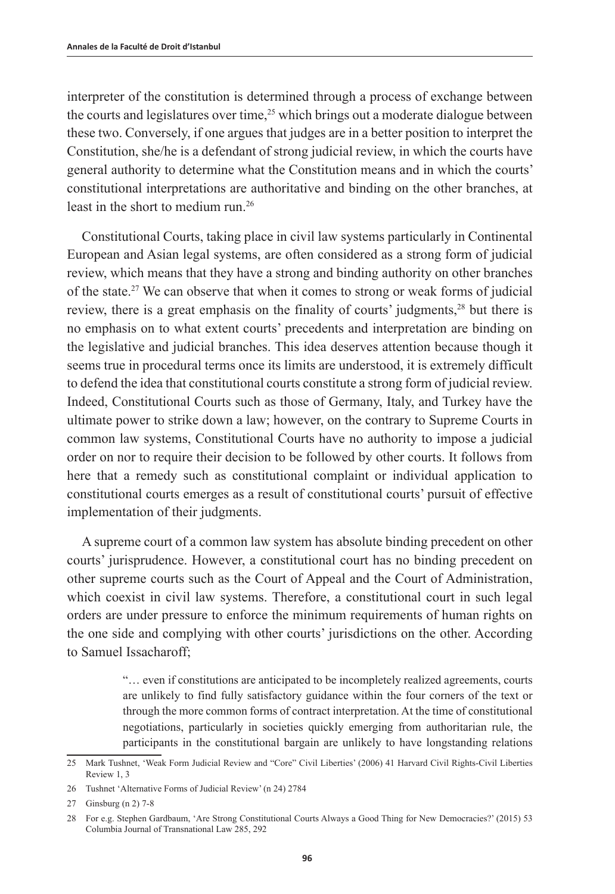interpreter of the constitution is determined through a process of exchange between the courts and legislatures over time,[25] which brings out a moderate dialogue between these two. Conversely, if one argues that judges are in a better position to interpret the Constitution, she/he is a defendant of strong judicial review, in which the courts have general authority to determine what the Constitution means and in which the courts' constitutional interpretations are authoritative and binding on the other branches, at least in the short to medium run.[26]

Constitutional Courts, taking place in civil law systems particularly in Continental European and Asian legal systems, are often considered as a strong form of judicial review, which means that they have a strong and binding authority on other branches of the state.[27] We can observe that when it comes to strong or weak forms of judicial review, there is a great emphasis on the finality of courts' judgments,[28] but there is no emphasis on to what extent courts' precedents and interpretation are binding on the legislative and judicial branches. This idea deserves attention because though it seems true in procedural terms once its limits are understood, it is extremely difficult to defend the idea that constitutional courts constitute a strong form of judicial review. Indeed, Constitutional Courts such as those of Germany, Italy, and Turkey have the ultimate power to strike down a law; however, on the contrary to Supreme Courts in common law systems, Constitutional Courts have no authority to impose a judicial order on nor to require their decision to be followed by other courts. It follows from here that a remedy such as constitutional complaint or individual application to constitutional courts emerges as a result of constitutional courts' pursuit of effective implementation of their judgments.

A supreme court of a common law system has absolute binding precedent on other courts' jurisprudence. However, a constitutional court has no binding precedent on other supreme courts such as the Court of Appeal and the Court of Administration, which coexist in civil law systems. Therefore, a constitutional court in such legal orders are under pressure to enforce the minimum requirements of human rights on the one side and complying with other courts' jurisdictions on the other. According to Samuel Issacharoff;

> "… even if constitutions are anticipated to be incompletely realized agreements, courts are unlikely to find fully satisfactory guidance within the four corners of the text or through the more common forms of contract interpretation. At the time of constitutional negotiations, particularly in societies quickly emerging from authoritarian rule, the participants in the constitutional bargain are unlikely to have longstanding relations

---

25 Mark Tushnet, 'Weak Form Judicial Review and "Core" Civil Liberties' (2006) 41 Harvard Civil Rights-Civil Liberties Review 1, 3

26 Tushnet 'Alternative Forms of Judicial Review' (n 24) 2784

27 Ginsburg (n 2) 7-8

28 For e.g. Stephen Gardbaum, 'Are Strong Constitutional Courts Always a Good Thing for New Democracies?' (2015) 53 Columbia Journal of Transnational Law 285, 292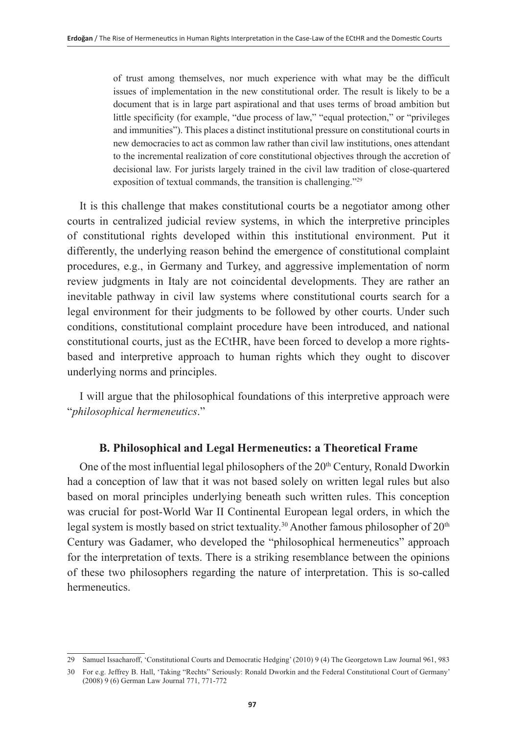> of trust among themselves, nor much experience with what may be the difficult issues of implementation in the new constitutional order. The result is likely to be a document that is in large part aspirational and that uses terms of broad ambition but little specificity (for example, "due process of law," "equal protection," or "privileges and immunities"). This places a distinct institutional pressure on constitutional courts in new democracies to act as common law rather than civil law institutions, ones attendant to the incremental realization of core constitutional objectives through the accretion of decisional law. For jurists largely trained in the civil law tradition of close-quartered exposition of textual commands, the transition is challenging."[29]

It is this challenge that makes constitutional courts be a negotiator among other courts in centralized judicial review systems, in which the interpretive principles of constitutional rights developed within this institutional environment. Put it differently, the underlying reason behind the emergence of constitutional complaint procedures, e.g., in Germany and Turkey, and aggressive implementation of norm review judgments in Italy are not coincidental developments. They are rather an inevitable pathway in civil law systems where constitutional courts search for a legal environment for their judgments to be followed by other courts. Under such conditions, constitutional complaint procedure have been introduced, and national constitutional courts, just as the ECtHR, have been forced to develop a more rights-based and interpretive approach to human rights which they ought to discover underlying norms and principles.

I will argue that the philosophical foundations of this interpretive approach were "*philosophical hermeneutics*."

### B. Philosophical and Legal Hermeneutics: a Theoretical Frame

One of the most influential legal philosophers of the 20th Century, Ronald Dworkin had a conception of law that it was not based solely on written legal rules but also based on moral principles underlying beneath such written rules. This conception was crucial for post-World War II Continental European legal orders, in which the legal system is mostly based on strict textuality.[30] Another famous philosopher of 20th Century was Gadamer, who developed the "philosophical hermeneutics" approach for the interpretation of texts. There is a striking resemblance between the opinions of these two philosophers regarding the nature of interpretation. This is so-called hermeneutics.

---

29 Samuel Issacharoff, 'Constitutional Courts and Democratic Hedging' (2010) 9 (4) The Georgetown Law Journal 961, 983

30 For e.g. Jeffrey B. Hall, 'Taking "Rechts" Seriously: Ronald Dworkin and the Federal Constitutional Court of Germany' (2008) 9 (6) German Law Journal 771, 771-772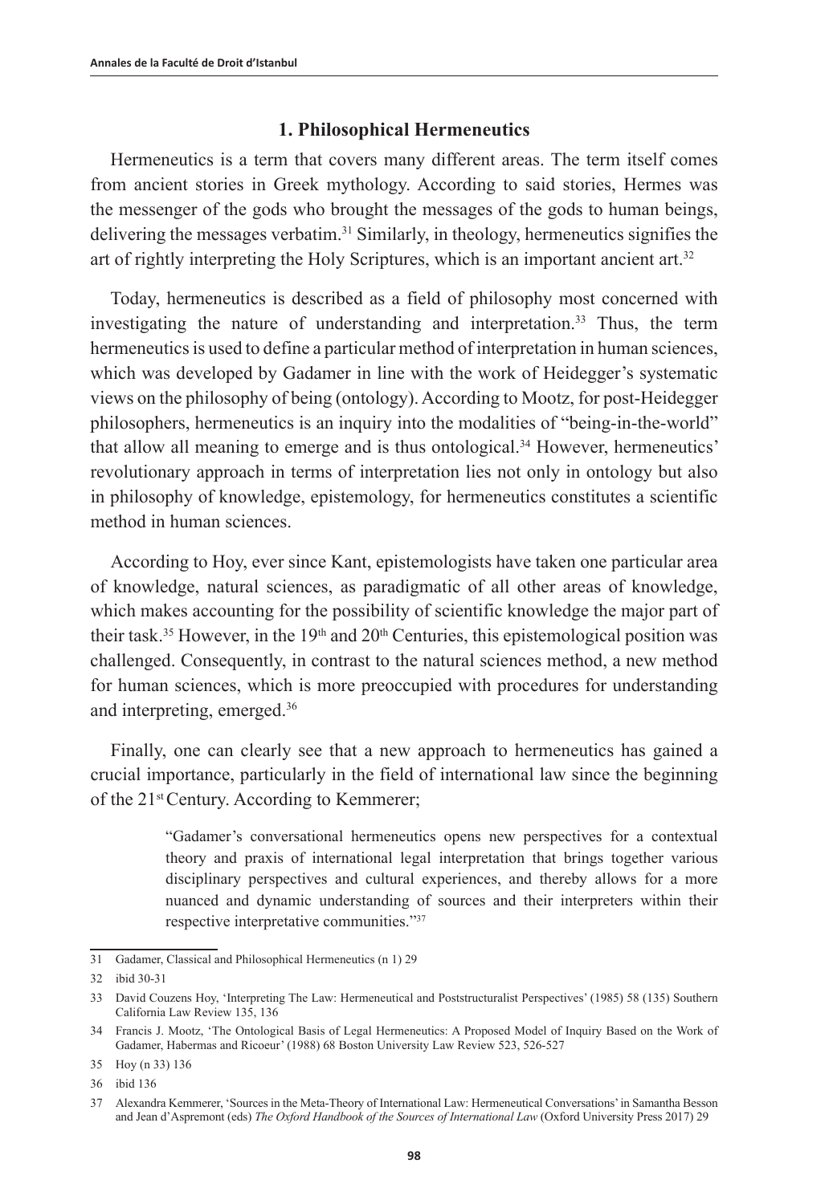## 1. Philosophical Hermeneutics

Hermeneutics is a term that covers many different areas. The term itself comes from ancient stories in Greek mythology. According to said stories, Hermes was the messenger of the gods who brought the messages of the gods to human beings, delivering the messages verbatim.[31] Similarly, in theology, hermeneutics signifies the art of rightly interpreting the Holy Scriptures, which is an important ancient art.[32]

Today, hermeneutics is described as a field of philosophy most concerned with investigating the nature of understanding and interpretation.[33] Thus, the term hermeneutics is used to define a particular method of interpretation in human sciences, which was developed by Gadamer in line with the work of Heidegger's systematic views on the philosophy of being (ontology). According to Mootz, for post-Heidegger philosophers, hermeneutics is an inquiry into the modalities of "being-in-the-world" that allow all meaning to emerge and is thus ontological.[34] However, hermeneutics' revolutionary approach in terms of interpretation lies not only in ontology but also in philosophy of knowledge, epistemology, for hermeneutics constitutes a scientific method in human sciences.

According to Hoy, ever since Kant, epistemologists have taken one particular area of knowledge, natural sciences, as paradigmatic of all other areas of knowledge, which makes accounting for the possibility of scientific knowledge the major part of their task.[35] However, in the 19th and 20th Centuries, this epistemological position was challenged. Consequently, in contrast to the natural sciences method, a new method for human sciences, which is more preoccupied with procedures for understanding and interpreting, emerged.[36]

Finally, one can clearly see that a new approach to hermeneutics has gained a crucial importance, particularly in the field of international law since the beginning of the 21st Century. According to Kemmerer;

> "Gadamer's conversational hermeneutics opens new perspectives for a contextual theory and praxis of international legal interpretation that brings together various disciplinary perspectives and cultural experiences, and thereby allows for a more nuanced and dynamic understanding of sources and their interpreters within their respective interpretative communities."[37]

---

31 Gadamer, Classical and Philosophical Hermeneutics (n 1) 29

32 ibid 30-31

33 David Couzens Hoy, 'Interpreting The Law: Hermeneutical and Poststructuralist Perspectives' (1985) 58 (135) Southern California Law Review 135, 136

34 Francis J. Mootz, 'The Ontological Basis of Legal Hermeneutics: A Proposed Model of Inquiry Based on the Work of Gadamer, Habermas and Ricoeur' (1988) 68 Boston University Law Review 523, 526-527

35 Hoy (n 33) 136

36 ibid 136

37 Alexandra Kemmerer, 'Sources in the Meta-Theory of International Law: Hermeneutical Conversations' in Samantha Besson and Jean d'Aspremont (eds) *The Oxford Handbook of the Sources of International Law* (Oxford University Press 2017) 29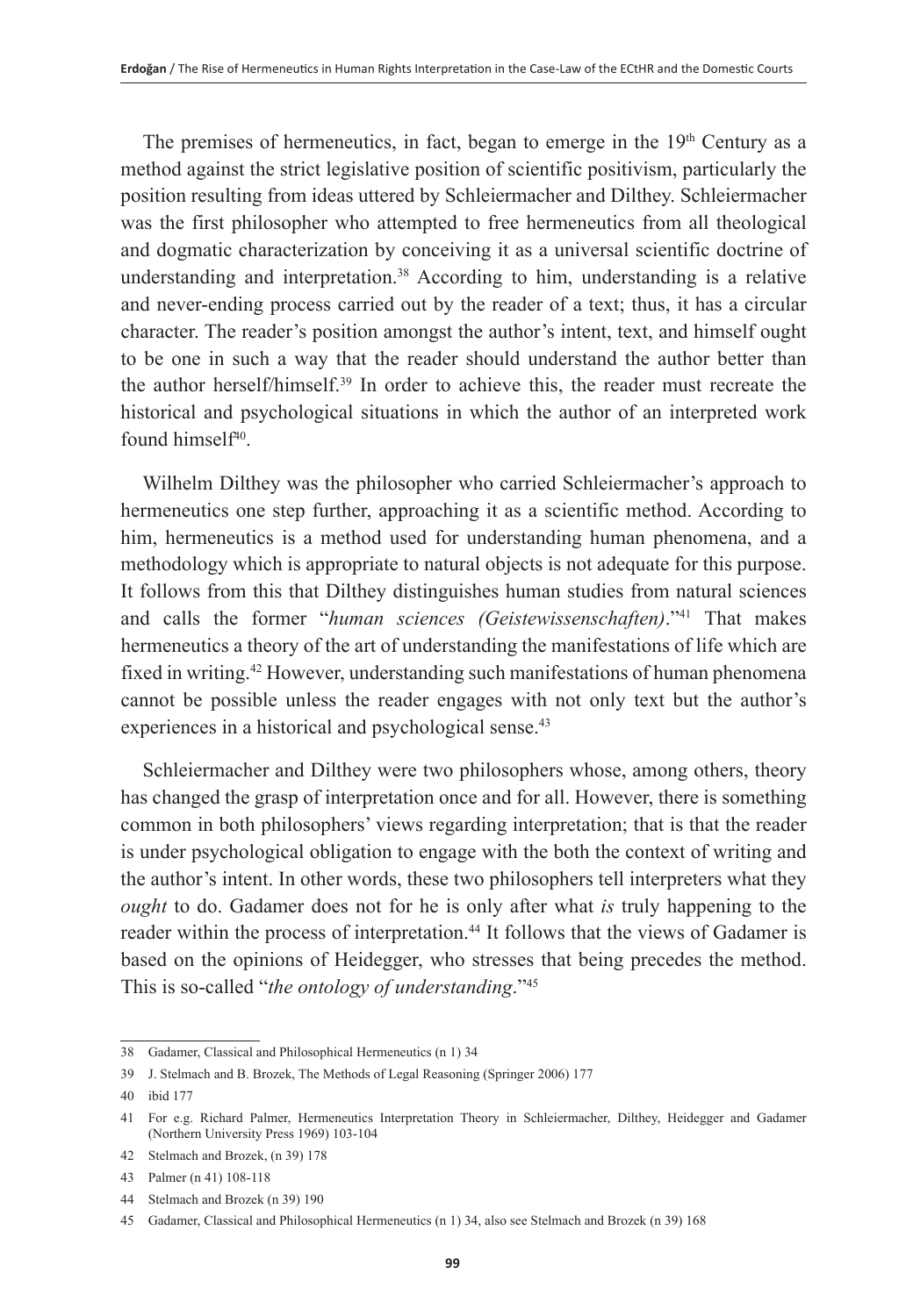The premises of hermeneutics, in fact, began to emerge in the 19th Century as a method against the strict legislative position of scientific positivism, particularly the position resulting from ideas uttered by Schleiermacher and Dilthey. Schleiermacher was the first philosopher who attempted to free hermeneutics from all theological and dogmatic characterization by conceiving it as a universal scientific doctrine of understanding and interpretation.[38] According to him, understanding is a relative and never-ending process carried out by the reader of a text; thus, it has a circular character. The reader's position amongst the author's intent, text, and himself ought to be one in such a way that the reader should understand the author better than the author herself/himself.[39] In order to achieve this, the reader must recreate the historical and psychological situations in which the author of an interpreted work found himself[40].

Wilhelm Dilthey was the philosopher who carried Schleiermacher's approach to hermeneutics one step further, approaching it as a scientific method. According to him, hermeneutics is a method used for understanding human phenomena, and a methodology which is appropriate to natural objects is not adequate for this purpose. It follows from this that Dilthey distinguishes human studies from natural sciences and calls the former "*human sciences (Geistewissenschaften)*."[41] That makes hermeneutics a theory of the art of understanding the manifestations of life which are fixed in writing.[42] However, understanding such manifestations of human phenomena cannot be possible unless the reader engages with not only text but the author's experiences in a historical and psychological sense.[43]

Schleiermacher and Dilthey were two philosophers whose, among others, theory has changed the grasp of interpretation once and for all. However, there is something common in both philosophers' views regarding interpretation; that is that the reader is under psychological obligation to engage with the both the context of writing and the author's intent. In other words, these two philosophers tell interpreters what they *ought* to do. Gadamer does not for he is only after what *is* truly happening to the reader within the process of interpretation.[44] It follows that the views of Gadamer is based on the opinions of Heidegger, who stresses that being precedes the method. This is so-called "*the ontology of understanding*."[45]

---

38 Gadamer, Classical and Philosophical Hermeneutics (n 1) 34

39 J. Stelmach and B. Brozek, The Methods of Legal Reasoning (Springer 2006) 177

40 ibid 177

41 For e.g. Richard Palmer, Hermeneutics Interpretation Theory in Schleiermacher, Dilthey, Heidegger and Gadamer (Northern University Press 1969) 103-104

42 Stelmach and Brozek, (n 39) 178

43 Palmer (n 41) 108-118

44 Stelmach and Brozek (n 39) 190

45 Gadamer, Classical and Philosophical Hermeneutics (n 1) 34, also see Stelmach and Brozek (n 39) 168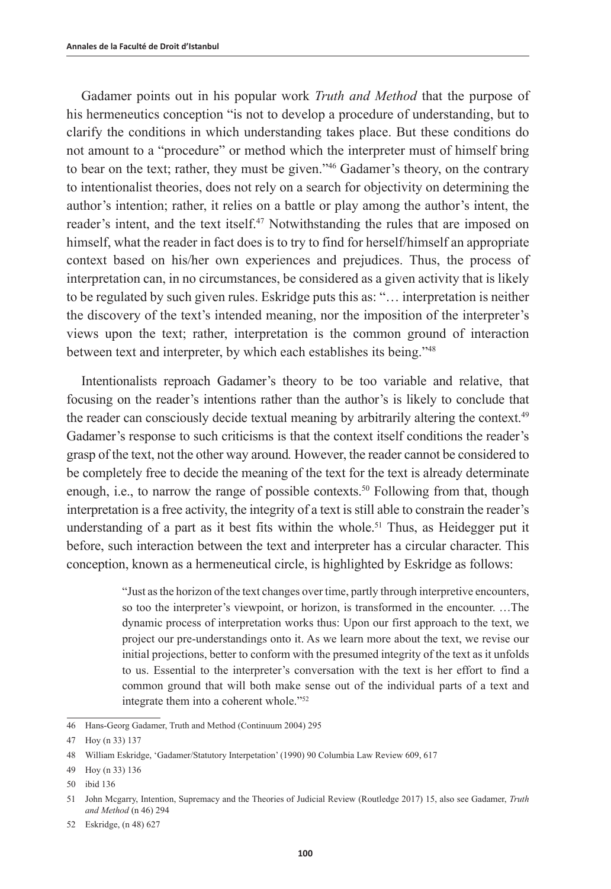Gadamer points out in his popular work *Truth and Method* that the purpose of his hermeneutics conception "is not to develop a procedure of understanding, but to clarify the conditions in which understanding takes place. But these conditions do not amount to a "procedure" or method which the interpreter must of himself bring to bear on the text; rather, they must be given."[46] Gadamer's theory, on the contrary to intentionalist theories, does not rely on a search for objectivity on determining the author's intention; rather, it relies on a battle or play among the author's intent, the reader's intent, and the text itself.[47] Notwithstanding the rules that are imposed on himself, what the reader in fact does is to try to find for herself/himself an appropriate context based on his/her own experiences and prejudices. Thus, the process of interpretation can, in no circumstances, be considered as a given activity that is likely to be regulated by such given rules. Eskridge puts this as: "… interpretation is neither the discovery of the text's intended meaning, nor the imposition of the interpreter's views upon the text; rather, interpretation is the common ground of interaction between text and interpreter, by which each establishes its being."[48]

Intentionalists reproach Gadamer's theory to be too variable and relative, that focusing on the reader's intentions rather than the author's is likely to conclude that the reader can consciously decide textual meaning by arbitrarily altering the context.[49] Gadamer's response to such criticisms is that the context itself conditions the reader's grasp of the text, not the other way around. However, the reader cannot be considered to be completely free to decide the meaning of the text for the text is already determinate enough, i.e., to narrow the range of possible contexts.[50] Following from that, though interpretation is a free activity, the integrity of a text is still able to constrain the reader's understanding of a part as it best fits within the whole.[51] Thus, as Heidegger put it before, such interaction between the text and interpreter has a circular character. This conception, known as a hermeneutical circle, is highlighted by Eskridge as follows:

> "Just as the horizon of the text changes over time, partly through interpretive encounters, so too the interpreter's viewpoint, or horizon, is transformed in the encounter. …The dynamic process of interpretation works thus: Upon our first approach to the text, we project our pre-understandings onto it. As we learn more about the text, we revise our initial projections, better to conform with the presumed integrity of the text as it unfolds to us. Essential to the interpreter's conversation with the text is her effort to find a common ground that will both make sense out of the individual parts of a text and integrate them into a coherent whole."[52]

---

46 Hans-Georg Gadamer, Truth and Method (Continuum 2004) 295

47 Hoy (n 33) 137

48 William Eskridge, 'Gadamer/Statutory Interpetation' (1990) 90 Columbia Law Review 609, 617

49 Hoy (n 33) 136

50 ibid 136

51 John Mcgarry, Intention, Supremacy and the Theories of Judicial Review (Routledge 2017) 15, also see Gadamer, *Truth and Method* (n 46) 294

52 Eskridge, (n 48) 627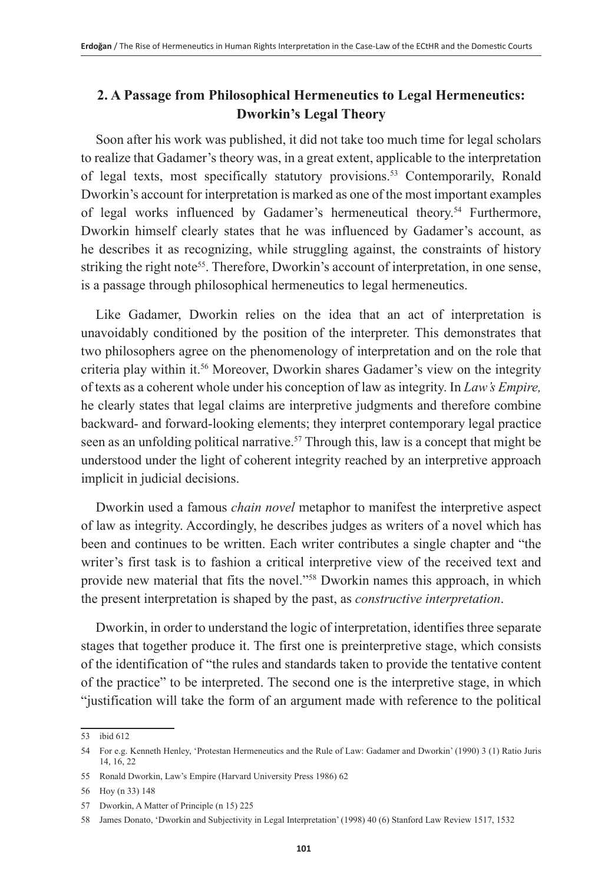## 2. A Passage from Philosophical Hermeneutics to Legal Hermeneutics: Dworkin's Legal Theory

Soon after his work was published, it did not take too much time for legal scholars to realize that Gadamer's theory was, in a great extent, applicable to the interpretation of legal texts, most specifically statutory provisions.[53] Contemporarily, Ronald Dworkin's account for interpretation is marked as one of the most important examples of legal works influenced by Gadamer's hermeneutical theory.[54] Furthermore, Dworkin himself clearly states that he was influenced by Gadamer's account, as he describes it as recognizing, while struggling against, the constraints of history striking the right note[55]. Therefore, Dworkin's account of interpretation, in one sense, is a passage through philosophical hermeneutics to legal hermeneutics.

Like Gadamer, Dworkin relies on the idea that an act of interpretation is unavoidably conditioned by the position of the interpreter. This demonstrates that two philosophers agree on the phenomenology of interpretation and on the role that criteria play within it.[56] Moreover, Dworkin shares Gadamer's view on the integrity of texts as a coherent whole under his conception of law as integrity. In *Law's Empire,* he clearly states that legal claims are interpretive judgments and therefore combine backward- and forward-looking elements; they interpret contemporary legal practice seen as an unfolding political narrative.[57] Through this, law is a concept that might be understood under the light of coherent integrity reached by an interpretive approach implicit in judicial decisions.

Dworkin used a famous *chain novel* metaphor to manifest the interpretive aspect of law as integrity. Accordingly, he describes judges as writers of a novel which has been and continues to be written. Each writer contributes a single chapter and "the writer's first task is to fashion a critical interpretive view of the received text and provide new material that fits the novel."[58] Dworkin names this approach, in which the present interpretation is shaped by the past, as *constructive interpretation*.

Dworkin, in order to understand the logic of interpretation, identifies three separate stages that together produce it. The first one is preinterpretive stage, which consists of the identification of "the rules and standards taken to provide the tentative content of the practice" to be interpreted. The second one is the interpretive stage, in which "justification will take the form of an argument made with reference to the political

---

53 ibid 612

54 For e.g. Kenneth Henley, 'Protestan Hermeneutics and the Rule of Law: Gadamer and Dworkin' (1990) 3 (1) Ratio Juris 14, 16, 22

55 Ronald Dworkin, Law's Empire (Harvard University Press 1986) 62

56 Hoy (n 33) 148

57 Dworkin, A Matter of Principle (n 15) 225

58 James Donato, 'Dworkin and Subjectivity in Legal Interpretation' (1998) 40 (6) Stanford Law Review 1517, 1532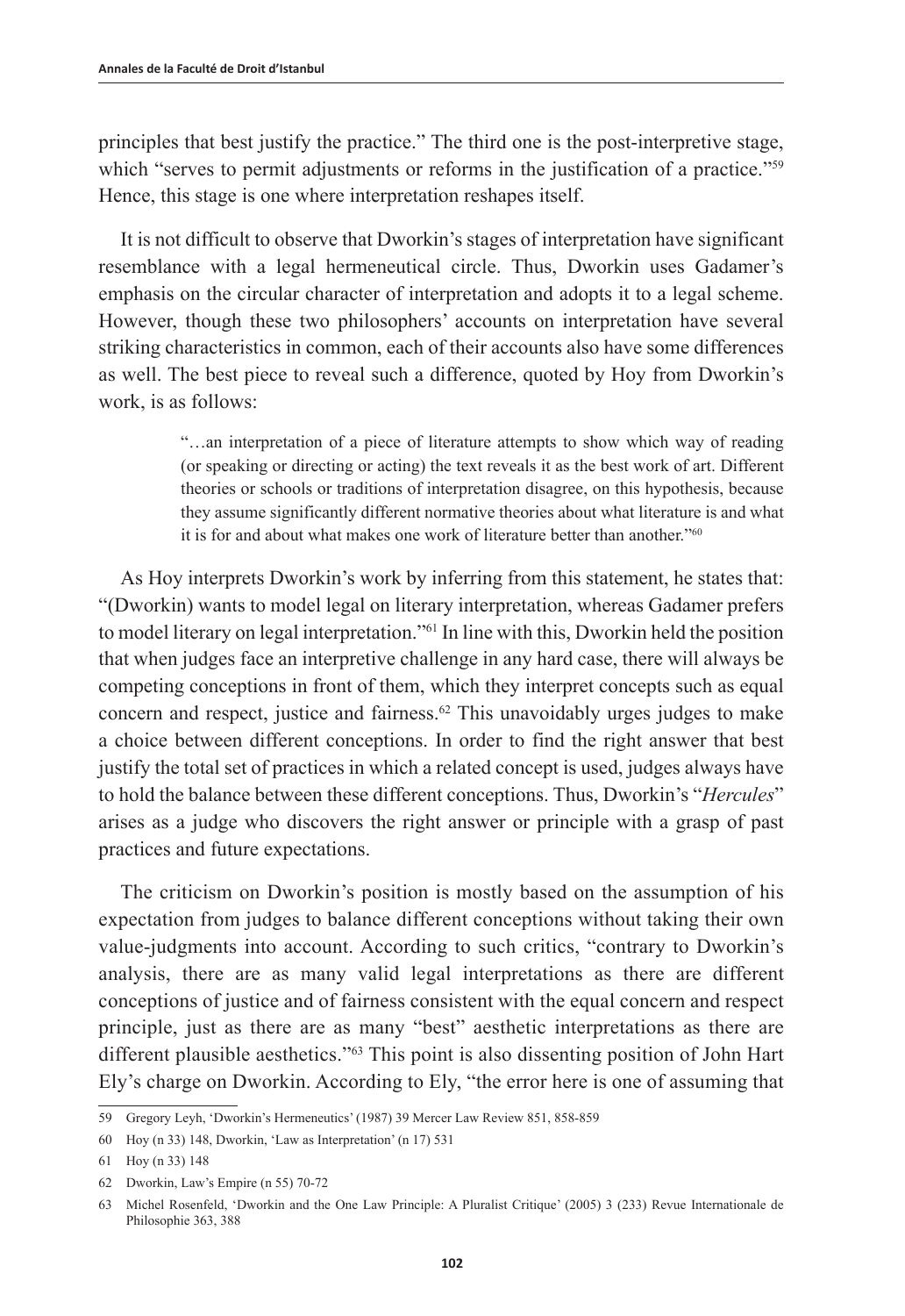principles that best justify the practice." The third one is the post-interpretive stage, which "serves to permit adjustments or reforms in the justification of a practice."[59] Hence, this stage is one where interpretation reshapes itself.

It is not difficult to observe that Dworkin's stages of interpretation have significant resemblance with a legal hermeneutical circle. Thus, Dworkin uses Gadamer's emphasis on the circular character of interpretation and adopts it to a legal scheme. However, though these two philosophers' accounts on interpretation have several striking characteristics in common, each of their accounts also have some differences as well. The best piece to reveal such a difference, quoted by Hoy from Dworkin's work, is as follows:

> "…an interpretation of a piece of literature attempts to show which way of reading (or speaking or directing or acting) the text reveals it as the best work of art. Different theories or schools or traditions of interpretation disagree, on this hypothesis, because they assume significantly different normative theories about what literature is and what it is for and about what makes one work of literature better than another."[60]

As Hoy interprets Dworkin's work by inferring from this statement, he states that: "(Dworkin) wants to model legal on literary interpretation, whereas Gadamer prefers to model literary on legal interpretation."[61] In line with this, Dworkin held the position that when judges face an interpretive challenge in any hard case, there will always be competing conceptions in front of them, which they interpret concepts such as equal concern and respect, justice and fairness.[62] This unavoidably urges judges to make a choice between different conceptions. In order to find the right answer that best justify the total set of practices in which a related concept is used, judges always have to hold the balance between these different conceptions. Thus, Dworkin's "*Hercules*" arises as a judge who discovers the right answer or principle with a grasp of past practices and future expectations.

The criticism on Dworkin's position is mostly based on the assumption of his expectation from judges to balance different conceptions without taking their own value-judgments into account. According to such critics, "contrary to Dworkin's analysis, there are as many valid legal interpretations as there are different conceptions of justice and of fairness consistent with the equal concern and respect principle, just as there are as many "best" aesthetic interpretations as there are different plausible aesthetics."[63] This point is also dissenting position of John Hart Ely's charge on Dworkin. According to Ely, "the error here is one of assuming that

---

59 Gregory Leyh, 'Dworkin's Hermeneutics' (1987) 39 Mercer Law Review 851, 858-859

60 Hoy (n 33) 148, Dworkin, 'Law as Interpretation' (n 17) 531

61 Hoy (n 33) 148

62 Dworkin, Law's Empire (n 55) 70-72

63 Michel Rosenfeld, 'Dworkin and the One Law Principle: A Pluralist Critique' (2005) 3 (233) Revue Internationale de Philosophie 363, 388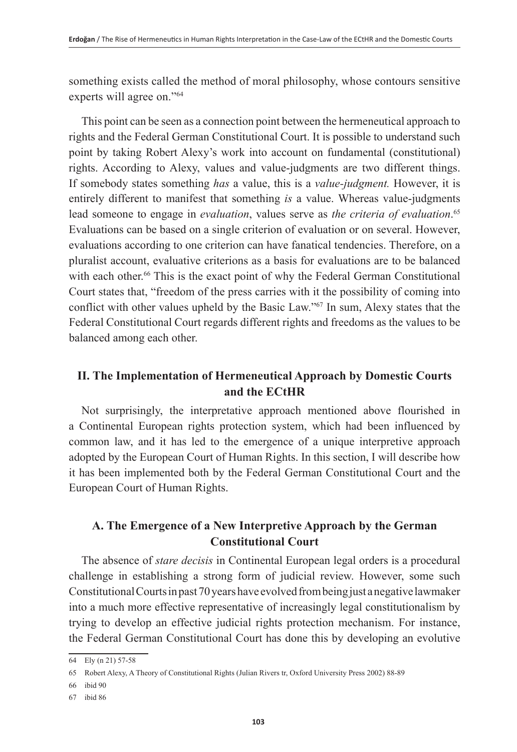something exists called the method of moral philosophy, whose contours sensitive experts will agree on."[64]

This point can be seen as a connection point between the hermeneutical approach to rights and the Federal German Constitutional Court. It is possible to understand such point by taking Robert Alexy's work into account on fundamental (constitutional) rights. According to Alexy, values and value-judgments are two different things. If somebody states something *has* a value, this is a *value-judgment.* However, it is entirely different to manifest that something *is* a value. Whereas value-judgments lead someone to engage in *evaluation*, values serve as *the criteria of evaluation*.[65] Evaluations can be based on a single criterion of evaluation or on several. However, evaluations according to one criterion can have fanatical tendencies. Therefore, on a pluralist account, evaluative criterions as a basis for evaluations are to be balanced with each other.[66] This is the exact point of why the Federal German Constitutional Court states that, "freedom of the press carries with it the possibility of coming into conflict with other values upheld by the Basic Law."[67] In sum, Alexy states that the Federal Constitutional Court regards different rights and freedoms as the values to be balanced among each other.

## II. The Implementation of Hermeneutical Approach by Domestic Courts and the ECtHR

Not surprisingly, the interpretative approach mentioned above flourished in a Continental European rights protection system, which had been influenced by common law, and it has led to the emergence of a unique interpretive approach adopted by the European Court of Human Rights. In this section, I will describe how it has been implemented both by the Federal German Constitutional Court and the European Court of Human Rights.

### A. The Emergence of a New Interpretive Approach by the German Constitutional Court

The absence of *stare decisis* in Continental European legal orders is a procedural challenge in establishing a strong form of judicial review. However, some such Constitutional Courts in past 70 years have evolved from being just a negative lawmaker into a much more effective representative of increasingly legal constitutionalism by trying to develop an effective judicial rights protection mechanism. For instance, the Federal German Constitutional Court has done this by developing an evolutive

---

64 Ely (n 21) 57-58

65 Robert Alexy, A Theory of Constitutional Rights (Julian Rivers tr, Oxford University Press 2002) 88-89

66 ibid 90

67 ibid 86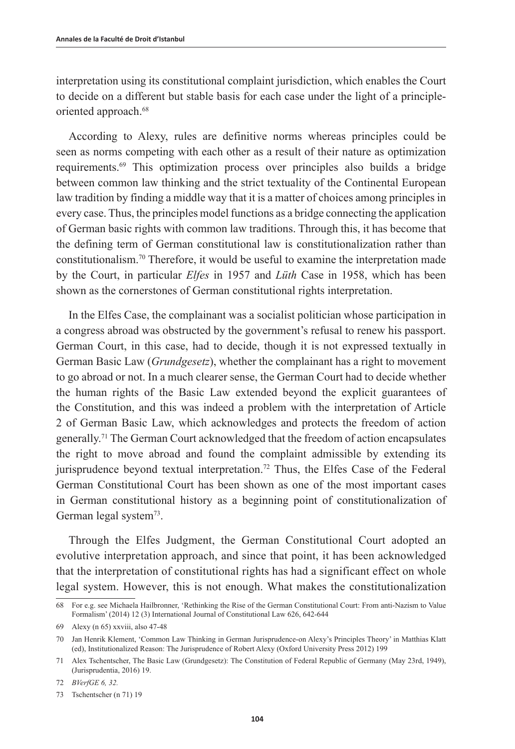interpretation using its constitutional complaint jurisdiction, which enables the Court to decide on a different but stable basis for each case under the light of a principle-oriented approach.[68]

According to Alexy, rules are definitive norms whereas principles could be seen as norms competing with each other as a result of their nature as optimization requirements.[69] This optimization process over principles also builds a bridge between common law thinking and the strict textuality of the Continental European law tradition by finding a middle way that it is a matter of choices among principles in every case. Thus, the principles model functions as a bridge connecting the application of German basic rights with common law traditions. Through this, it has become that the defining term of German constitutional law is constitutionalization rather than constitutionalism.[70] Therefore, it would be useful to examine the interpretation made by the Court, in particular *Elfes* in 1957 and *Lüth* Case in 1958, which has been shown as the cornerstones of German constitutional rights interpretation.

In the Elfes Case, the complainant was a socialist politician whose participation in a congress abroad was obstructed by the government's refusal to renew his passport. German Court, in this case, had to decide, though it is not expressed textually in German Basic Law (*Grundgesetz*), whether the complainant has a right to movement to go abroad or not. In a much clearer sense, the German Court had to decide whether the human rights of the Basic Law extended beyond the explicit guarantees of the Constitution, and this was indeed a problem with the interpretation of Article 2 of German Basic Law, which acknowledges and protects the freedom of action generally.[71] The German Court acknowledged that the freedom of action encapsulates the right to move abroad and found the complaint admissible by extending its jurisprudence beyond textual interpretation.[72] Thus, the Elfes Case of the Federal German Constitutional Court has been shown as one of the most important cases in German constitutional history as a beginning point of constitutionalization of German legal system[73].

Through the Elfes Judgment, the German Constitutional Court adopted an evolutive interpretation approach, and since that point, it has been acknowledged that the interpretation of constitutional rights has had a significant effect on whole legal system. However, this is not enough. What makes the constitutionalization

---

68 For e.g. see Michaela Hailbronner, 'Rethinking the Rise of the German Constitutional Court: From anti-Nazism to Value Formalism' (2014) 12 (3) International Journal of Constitutional Law 626, 642-644

69 Alexy (n 65) xxviii, also 47-48

70 Jan Henrik Klement, 'Common Law Thinking in German Jurisprudence-on Alexy's Principles Theory' in Matthias Klatt (ed), Institutionalized Reason: The Jurisprudence of Robert Alexy (Oxford University Press 2012) 199

71 Alex Tschentscher, The Basic Law (Grundgesetz): The Constitution of Federal Republic of Germany (May 23rd, 1949), (Jurisprudentia, 2016) 19.

72 *BVerfGE 6, 32.*

73 Tschentscher (n 71) 19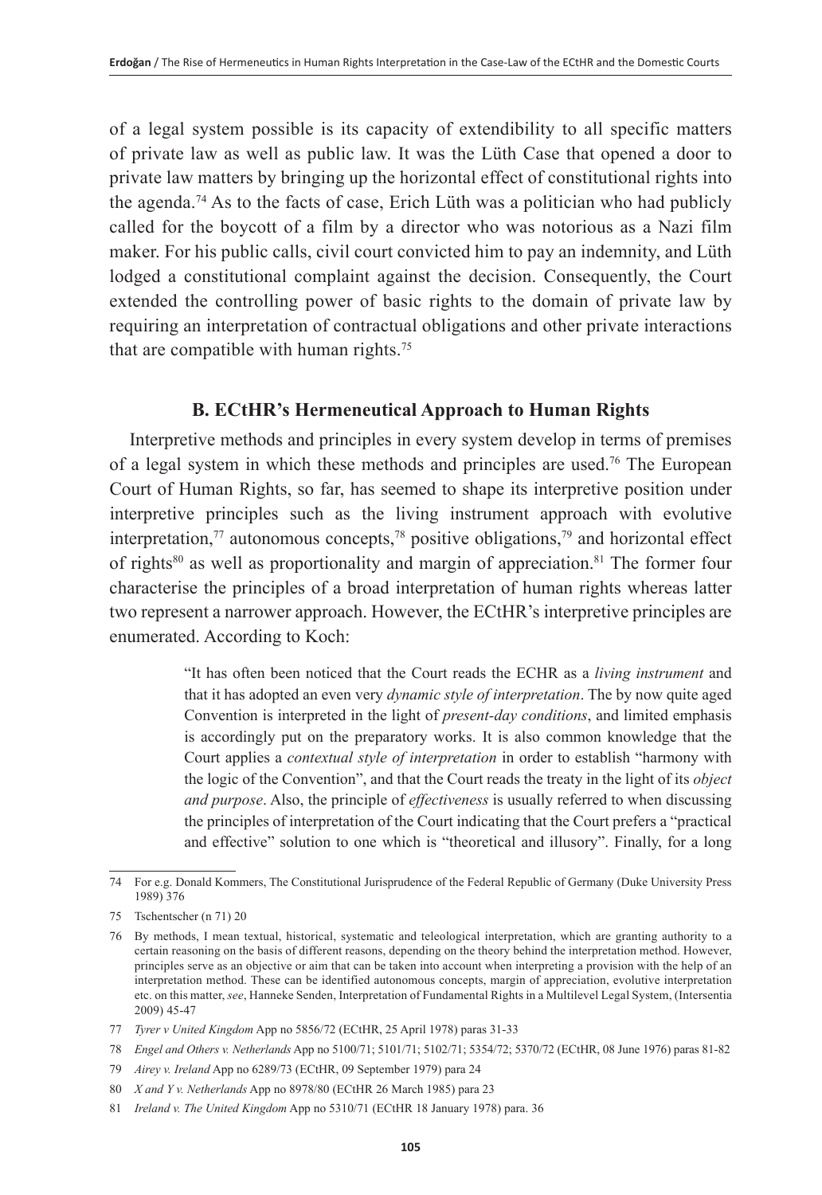of a legal system possible is its capacity of extendibility to all specific matters of private law as well as public law. It was the Lüth Case that opened a door to private law matters by bringing up the horizontal effect of constitutional rights into the agenda.[74] As to the facts of case, Erich Lüth was a politician who had publicly called for the boycott of a film by a director who was notorious as a Nazi film maker. For his public calls, civil court convicted him to pay an indemnity, and Lüth lodged a constitutional complaint against the decision. Consequently, the Court extended the controlling power of basic rights to the domain of private law by requiring an interpretation of contractual obligations and other private interactions that are compatible with human rights.[75]

### B. ECtHR's Hermeneutical Approach to Human Rights

Interpretive methods and principles in every system develop in terms of premises of a legal system in which these methods and principles are used.[76] The European Court of Human Rights, so far, has seemed to shape its interpretive position under interpretive principles such as the living instrument approach with evolutive interpretation,[77] autonomous concepts,[78] positive obligations,[79] and horizontal effect of rights[80] as well as proportionality and margin of appreciation.[81] The former four characterise the principles of a broad interpretation of human rights whereas latter two represent a narrower approach. However, the ECtHR's interpretive principles are enumerated. According to Koch:

> "It has often been noticed that the Court reads the ECHR as a *living instrument* and that it has adopted an even very *dynamic style of interpretation*. The by now quite aged Convention is interpreted in the light of *present-day conditions*, and limited emphasis is accordingly put on the preparatory works. It is also common knowledge that the Court applies a *contextual style of interpretation* in order to establish "harmony with the logic of the Convention", and that the Court reads the treaty in the light of its *object and purpose*. Also, the principle of *effectiveness* is usually referred to when discussing the principles of interpretation of the Court indicating that the Court prefers a "practical and effective" solution to one which is "theoretical and illusory". Finally, for a long

---

74 For e.g. Donald Kommers, The Constitutional Jurisprudence of the Federal Republic of Germany (Duke University Press 1989) 376

75 Tschentscher (n 71) 20

76 By methods, I mean textual, historical, systematic and teleological interpretation, which are granting authority to a certain reasoning on the basis of different reasons, depending on the theory behind the interpretation method. However, principles serve as an objective or aim that can be taken into account when interpreting a provision with the help of an interpretation method. These can be identified autonomous concepts, margin of appreciation, evolutive interpretation etc. on this matter, *see*, Hanneke Senden, Interpretation of Fundamental Rights in a Multilevel Legal System, (Intersentia 2009) 45-47

77 *Tyrer v United Kingdom* App no 5856/72 (ECtHR, 25 April 1978) paras 31-33

78 *Engel and Others v. Netherlands* App no 5100/71; 5101/71; 5102/71; 5354/72; 5370/72 (ECtHR, 08 June 1976) paras 81-82

79 *Airey v. Ireland* App no 6289/73 (ECtHR, 09 September 1979) para 24

80 *X and Y v. Netherlands* App no 8978/80 (ECtHR 26 March 1985) para 23

81 *Ireland v. The United Kingdom* App no 5310/71 (ECtHR 18 January 1978) para. 36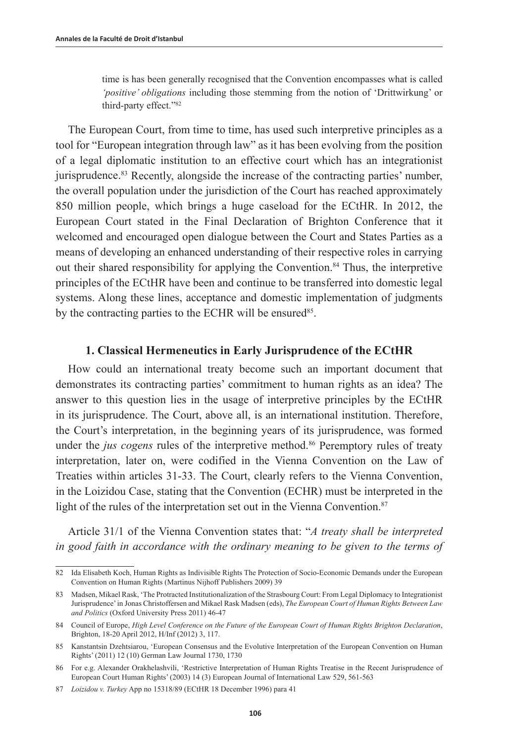> time is has been generally recognised that the Convention encompasses what is called *'positive' obligations* including those stemming from the notion of 'Drittwirkung' or third-party effect."[82]

The European Court, from time to time, has used such interpretive principles as a tool for "European integration through law" as it has been evolving from the position of a legal diplomatic institution to an effective court which has an integrationist jurisprudence.[83] Recently, alongside the increase of the contracting parties' number, the overall population under the jurisdiction of the Court has reached approximately 850 million people, which brings a huge caseload for the ECtHR. In 2012, the European Court stated in the Final Declaration of Brighton Conference that it welcomed and encouraged open dialogue between the Court and States Parties as a means of developing an enhanced understanding of their respective roles in carrying out their shared responsibility for applying the Convention.[84] Thus, the interpretive principles of the ECtHR have been and continue to be transferred into domestic legal systems. Along these lines, acceptance and domestic implementation of judgments by the contracting parties to the ECHR will be ensured[85].

### 1. Classical Hermeneutics in Early Jurisprudence of the ECtHR

How could an international treaty become such an important document that demonstrates its contracting parties' commitment to human rights as an idea? The answer to this question lies in the usage of interpretive principles by the ECtHR in its jurisprudence. The Court, above all, is an international institution. Therefore, the Court's interpretation, in the beginning years of its jurisprudence, was formed under the *jus cogens* rules of the interpretive method.[86] Peremptory rules of treaty interpretation, later on, were codified in the Vienna Convention on the Law of Treaties within articles 31-33. The Court, clearly refers to the Vienna Convention, in the Loizidou Case, stating that the Convention (ECHR) must be interpreted in the light of the rules of the interpretation set out in the Vienna Convention.[87]

Article 31/1 of the Vienna Convention states that: "*A treaty shall be interpreted in good faith in accordance with the ordinary meaning to be given to the terms of*

---

82 Ida Elisabeth Koch, Human Rights as Indivisible Rights The Protection of Socio-Economic Demands under the European Convention on Human Rights (Martinus Nijhoff Publishers 2009) 39

83 Madsen, Mikael Rask, 'The Protracted Institutionalization of the Strasbourg Court: From Legal Diplomacy to Integrationist Jurisprudence' in Jonas Christoffersen and Mikael Rask Madsen (eds), *The European Court of Human Rights Between Law and Politics* (Oxford University Press 2011) 46-47

84 Council of Europe, *High Level Conference on the Future of the European Court of Human Rights Brighton Declaration*, Brighton, 18-20 April 2012, H/Inf (2012) 3, 117.

85 Kanstantsin Dzehtsiarou, 'European Consensus and the Evolutive Interpretation of the European Convention on Human Rights' (2011) 12 (10) German Law Journal 1730, 1730

86 For e.g. Alexander Orakhelashvili, 'Restrictive Interpretation of Human Rights Treatise in the Recent Jurisprudence of European Court Human Rights' (2003) 14 (3) European Journal of International Law 529, 561-563

87 *Loizidou v. Turkey* App no 15318/89 (ECtHR 18 December 1996) para 41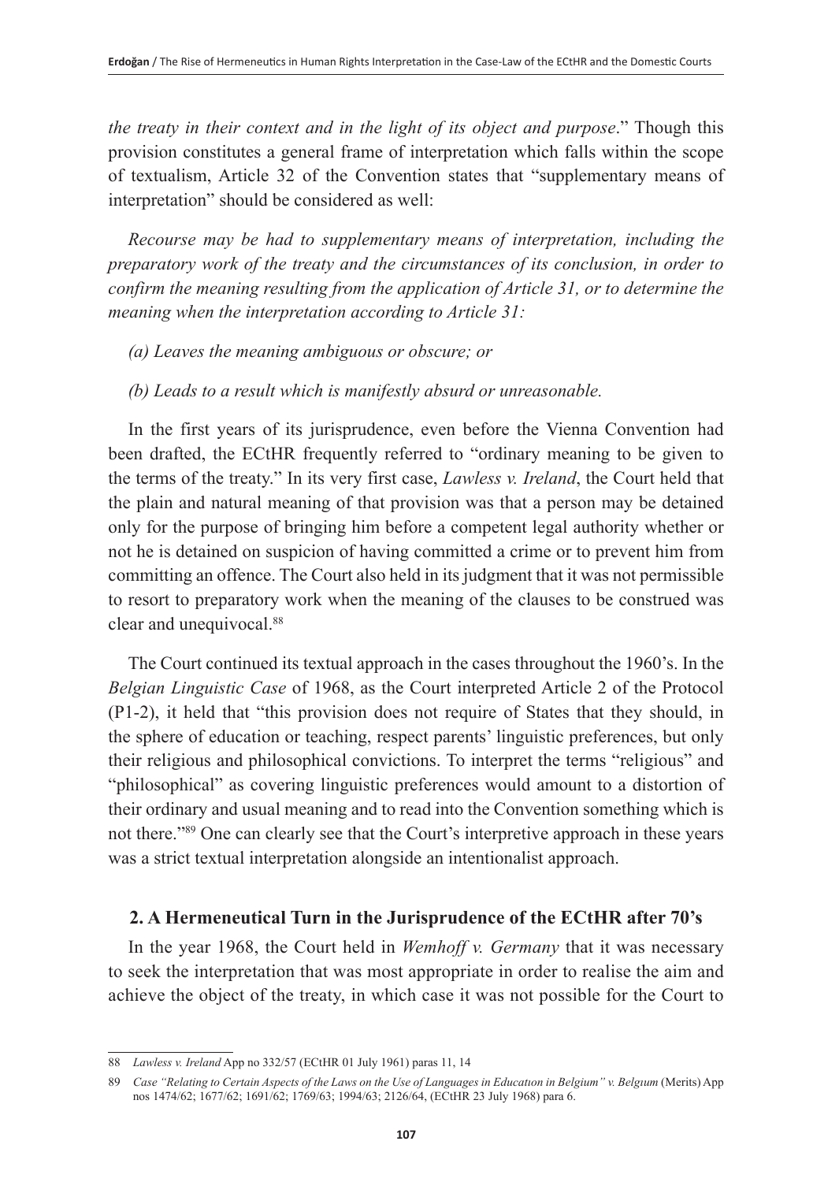*the treaty in their context and in the light of its object and purpose*." Though this provision constitutes a general frame of interpretation which falls within the scope of textualism, Article 32 of the Convention states that "supplementary means of interpretation" should be considered as well:

*Recourse may be had to supplementary means of interpretation, including the preparatory work of the treaty and the circumstances of its conclusion, in order to confirm the meaning resulting from the application of Article 31, or to determine the meaning when the interpretation according to Article 31:*

*(a) Leaves the meaning ambiguous or obscure; or*

*(b) Leads to a result which is manifestly absurd or unreasonable.*

In the first years of its jurisprudence, even before the Vienna Convention had been drafted, the ECtHR frequently referred to "ordinary meaning to be given to the terms of the treaty." In its very first case, *Lawless v. Ireland*, the Court held that the plain and natural meaning of that provision was that a person may be detained only for the purpose of bringing him before a competent legal authority whether or not he is detained on suspicion of having committed a crime or to prevent him from committing an offence. The Court also held in its judgment that it was not permissible to resort to preparatory work when the meaning of the clauses to be construed was clear and unequivocal.[88]

The Court continued its textual approach in the cases throughout the 1960's. In the *Belgian Linguistic Case* of 1968, as the Court interpreted Article 2 of the Protocol (P1-2), it held that "this provision does not require of States that they should, in the sphere of education or teaching, respect parents' linguistic preferences, but only their religious and philosophical convictions. To interpret the terms "religious" and "philosophical" as covering linguistic preferences would amount to a distortion of their ordinary and usual meaning and to read into the Convention something which is not there."[89] One can clearly see that the Court's interpretive approach in these years was a strict textual interpretation alongside an intentionalist approach.

## 2. A Hermeneutical Turn in the Jurisprudence of the ECtHR after 70's

In the year 1968, the Court held in *Wemhoff v. Germany* that it was necessary to seek the interpretation that was most appropriate in order to realise the aim and achieve the object of the treaty, in which case it was not possible for the Court to

---

88 *Lawless v. Ireland* App no 332/57 (ECtHR 01 July 1961) paras 11, 14

89 *Case "Relating to Certain Aspects of the Laws on the Use of Languages in Education in Belgium" v. Belgium* (Merits) App nos 1474/62; 1677/62; 1691/62; 1769/63; 1994/63; 2126/64, (ECtHR 23 July 1968) para 6.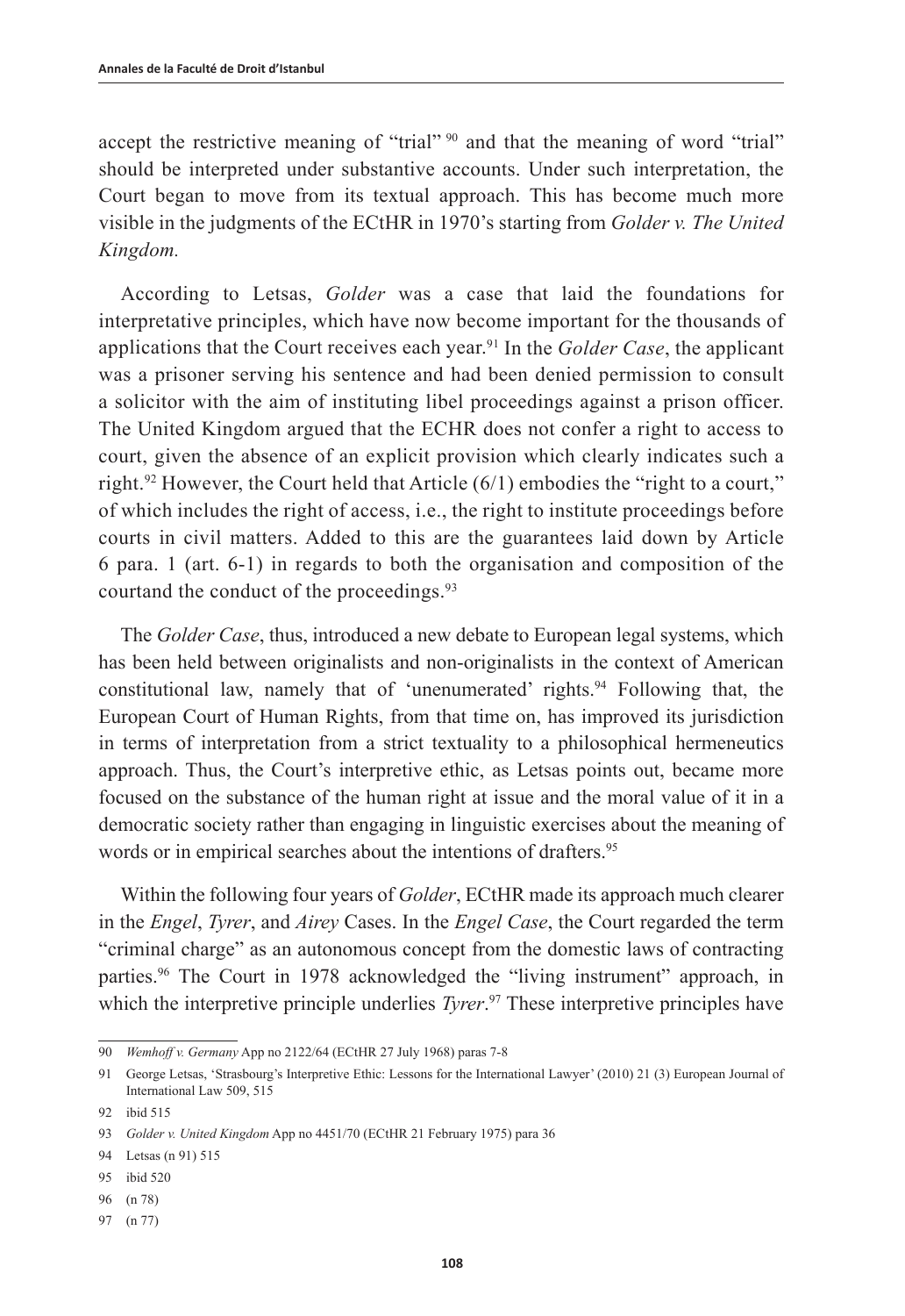accept the restrictive meaning of "trial" [90] and that the meaning of word "trial" should be interpreted under substantive accounts. Under such interpretation, the Court began to move from its textual approach. This has become much more visible in the judgments of the ECtHR in 1970's starting from *Golder v. The United Kingdom.*

According to Letsas, *Golder* was a case that laid the foundations for interpretative principles, which have now become important for the thousands of applications that the Court receives each year.[91] In the *Golder Case*, the applicant was a prisoner serving his sentence and had been denied permission to consult a solicitor with the aim of instituting libel proceedings against a prison officer. The United Kingdom argued that the ECHR does not confer a right to access to court, given the absence of an explicit provision which clearly indicates such a right.[92] However, the Court held that Article (6/1) embodies the "right to a court," of which includes the right of access, i.e., the right to institute proceedings before courts in civil matters. Added to this are the guarantees laid down by Article 6 para. 1 (art. 6-1) in regards to both the organisation and composition of the courtand the conduct of the proceedings.[93]

The *Golder Case*, thus, introduced a new debate to European legal systems, which has been held between originalists and non-originalists in the context of American constitutional law, namely that of 'unenumerated' rights.[94] Following that, the European Court of Human Rights, from that time on, has improved its jurisdiction in terms of interpretation from a strict textuality to a philosophical hermeneutics approach. Thus, the Court's interpretive ethic, as Letsas points out, became more focused on the substance of the human right at issue and the moral value of it in a democratic society rather than engaging in linguistic exercises about the meaning of words or in empirical searches about the intentions of drafters.[95]

Within the following four years of *Golder*, ECtHR made its approach much clearer in the *Engel*, *Tyrer*, and *Airey* Cases. In the *Engel Case*, the Court regarded the term "criminal charge" as an autonomous concept from the domestic laws of contracting parties.[96] The Court in 1978 acknowledged the "living instrument" approach, in which the interpretive principle underlies *Tyrer*.[97] These interpretive principles have

---

90 *Wemhoff v. Germany* App no 2122/64 (ECtHR 27 July 1968) paras 7-8

91 George Letsas, 'Strasbourg's Interpretive Ethic: Lessons for the International Lawyer' (2010) 21 (3) European Journal of International Law 509, 515

92 ibid 515

93 *Golder v. United Kingdom* App no 4451/70 (ECtHR 21 February 1975) para 36

94 Letsas (n 91) 515

95 ibid 520

96 (n 78)

97 (n 77)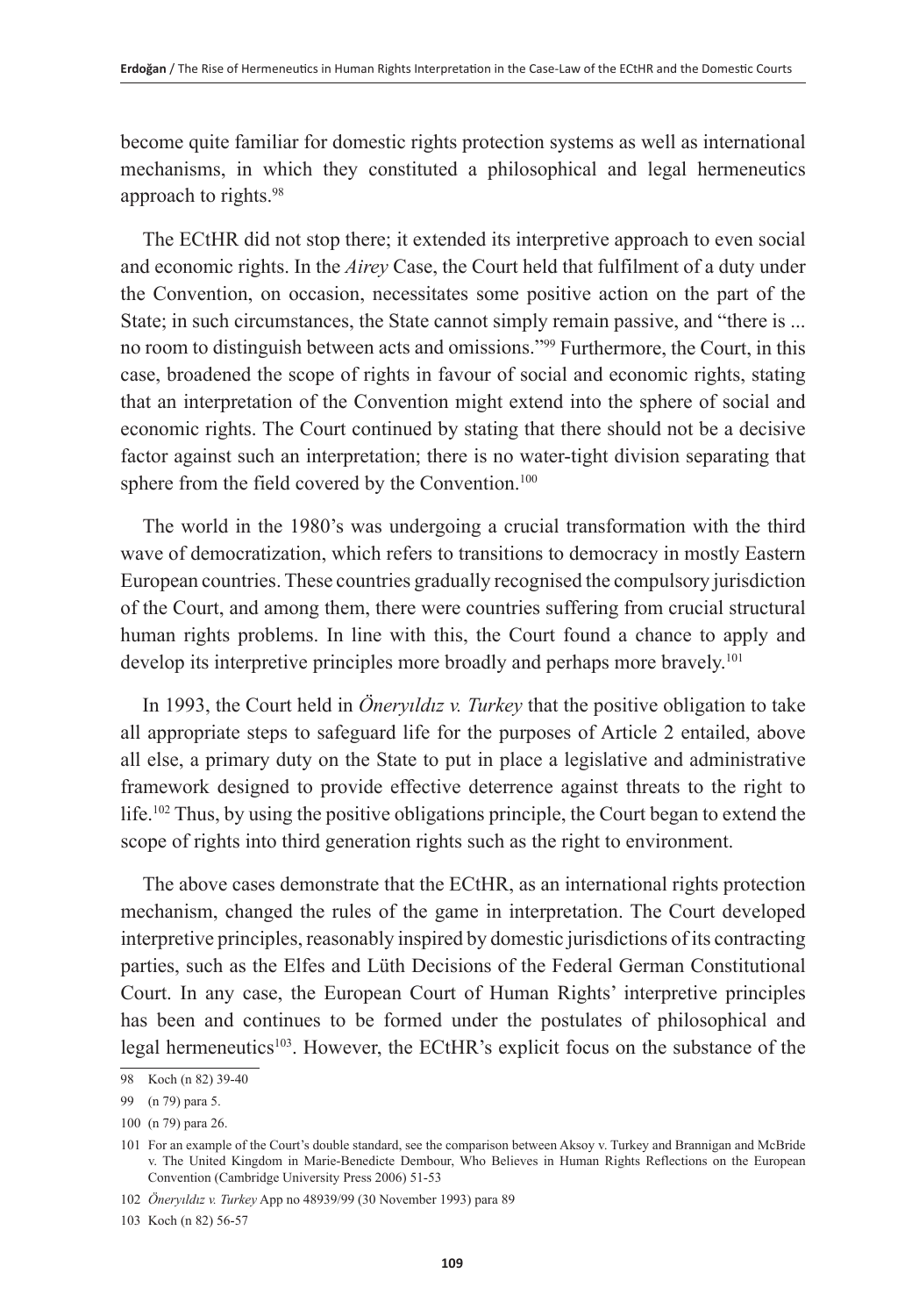become quite familiar for domestic rights protection systems as well as international mechanisms, in which they constituted a philosophical and legal hermeneutics approach to rights.[98]

The ECtHR did not stop there; it extended its interpretive approach to even social and economic rights. In the *Airey* Case, the Court held that fulfilment of a duty under the Convention, on occasion, necessitates some positive action on the part of the State; in such circumstances, the State cannot simply remain passive, and "there is ... no room to distinguish between acts and omissions."[99] Furthermore, the Court, in this case, broadened the scope of rights in favour of social and economic rights, stating that an interpretation of the Convention might extend into the sphere of social and economic rights. The Court continued by stating that there should not be a decisive factor against such an interpretation; there is no water-tight division separating that sphere from the field covered by the Convention.[100]

The world in the 1980's was undergoing a crucial transformation with the third wave of democratization, which refers to transitions to democracy in mostly Eastern European countries. These countries gradually recognised the compulsory jurisdiction of the Court, and among them, there were countries suffering from crucial structural human rights problems. In line with this, the Court found a chance to apply and develop its interpretive principles more broadly and perhaps more bravely.[101]

In 1993, the Court held in *Öneryıldız v. Turkey* that the positive obligation to take all appropriate steps to safeguard life for the purposes of Article 2 entailed, above all else, a primary duty on the State to put in place a legislative and administrative framework designed to provide effective deterrence against threats to the right to life.[102] Thus, by using the positive obligations principle, the Court began to extend the scope of rights into third generation rights such as the right to environment.

The above cases demonstrate that the ECtHR, as an international rights protection mechanism, changed the rules of the game in interpretation. The Court developed interpretive principles, reasonably inspired by domestic jurisdictions of its contracting parties, such as the Elfes and Lüth Decisions of the Federal German Constitutional Court. In any case, the European Court of Human Rights' interpretive principles has been and continues to be formed under the postulates of philosophical and legal hermeneutics[103]. However, the ECtHR's explicit focus on the substance of the

---

98 Koch (n 82) 39-40

99 (n 79) para 5.

100 (n 79) para 26.

101 For an example of the Court's double standard, see the comparison between Aksoy v. Turkey and Brannigan and McBride v. The United Kingdom in Marie-Benedicte Dembour, Who Believes in Human Rights Reflections on the European Convention (Cambridge University Press 2006) 51-53

102 *Öneryıldız v. Turkey* App no 48939/99 (30 November 1993) para 89

103 Koch (n 82) 56-57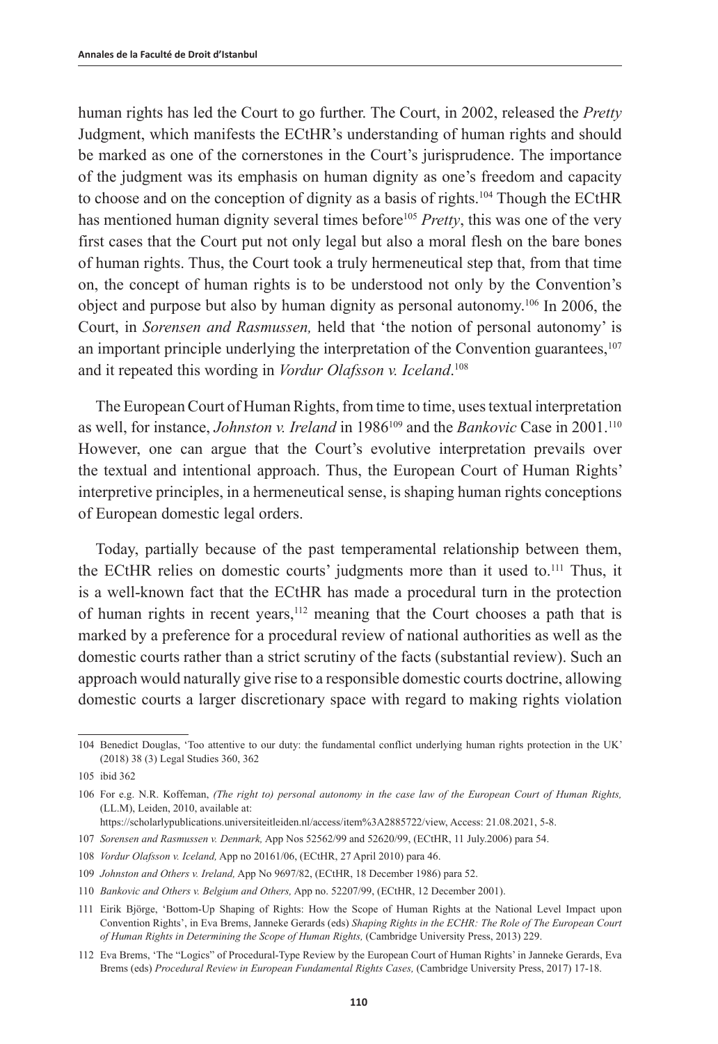human rights has led the Court to go further. The Court, in 2002, released the *Pretty* Judgment, which manifests the ECtHR's understanding of human rights and should be marked as one of the cornerstones in the Court's jurisprudence. The importance of the judgment was its emphasis on human dignity as one's freedom and capacity to choose and on the conception of dignity as a basis of rights.[104] Though the ECtHR has mentioned human dignity several times before[105] *Pretty*, this was one of the very first cases that the Court put not only legal but also a moral flesh on the bare bones of human rights. Thus, the Court took a truly hermeneutical step that, from that time on, the concept of human rights is to be understood not only by the Convention's object and purpose but also by human dignity as personal autonomy.[106] In 2006, the Court, in *Sorensen and Rasmussen,* held that 'the notion of personal autonomy' is an important principle underlying the interpretation of the Convention guarantees,[107] and it repeated this wording in *Vordur Olafsson v. Iceland*.[108]

The European Court of Human Rights, from time to time, uses textual interpretation as well, for instance, *Johnston v. Ireland* in 1986[109] and the *Bankovic* Case in 2001.[110] However, one can argue that the Court's evolutive interpretation prevails over the textual and intentional approach. Thus, the European Court of Human Rights' interpretive principles, in a hermeneutical sense, is shaping human rights conceptions of European domestic legal orders.

Today, partially because of the past temperamental relationship between them, the ECtHR relies on domestic courts' judgments more than it used to.[111] Thus, it is a well-known fact that the ECtHR has made a procedural turn in the protection of human rights in recent years,[112] meaning that the Court chooses a path that is marked by a preference for a procedural review of national authorities as well as the domestic courts rather than a strict scrutiny of the facts (substantial review). Such an approach would naturally give rise to a responsible domestic courts doctrine, allowing domestic courts a larger discretionary space with regard to making rights violation

---

104 Benedict Douglas, 'Too attentive to our duty: the fundamental conflict underlying human rights protection in the UK' (2018) 38 (3) Legal Studies 360, 362

105 ibid 362

106 For e.g. N.R. Koffeman, *(The right to) personal autonomy in the case law of the European Court of Human Rights,* (LL.M), Leiden, 2010, available at: https://scholarlypublications.universiteitleiden.nl/access/item%3A2885722/view, Access: 21.08.2021, 5-8.

107 *Sorensen and Rasmussen v. Denmark,* App Nos 52562/99 and 52620/99, (ECtHR, 11 July.2006) para 54.

108 *Vordur Olafsson v. Iceland,* App no 20161/06, (ECtHR, 27 April 2010) para 46.

109 *Johnston and Others v. Ireland,* App No 9697/82, (ECtHR, 18 December 1986) para 52.

110 *Bankovic and Others v. Belgium and Others,* App no. 52207/99, (ECtHR, 12 December 2001).

111 Eirik Björge, 'Bottom-Up Shaping of Rights: How the Scope of Human Rights at the National Level Impact upon Convention Rights', in Eva Brems, Janneke Gerards (eds) *Shaping Rights in the ECHR: The Role of The European Court of Human Rights in Determining the Scope of Human Rights,* (Cambridge University Press, 2013) 229.

112 Eva Brems, 'The "Logics" of Procedural-Type Review by the European Court of Human Rights' in Janneke Gerards, Eva Brems (eds) *Procedural Review in European Fundamental Rights Cases,* (Cambridge University Press, 2017) 17-18.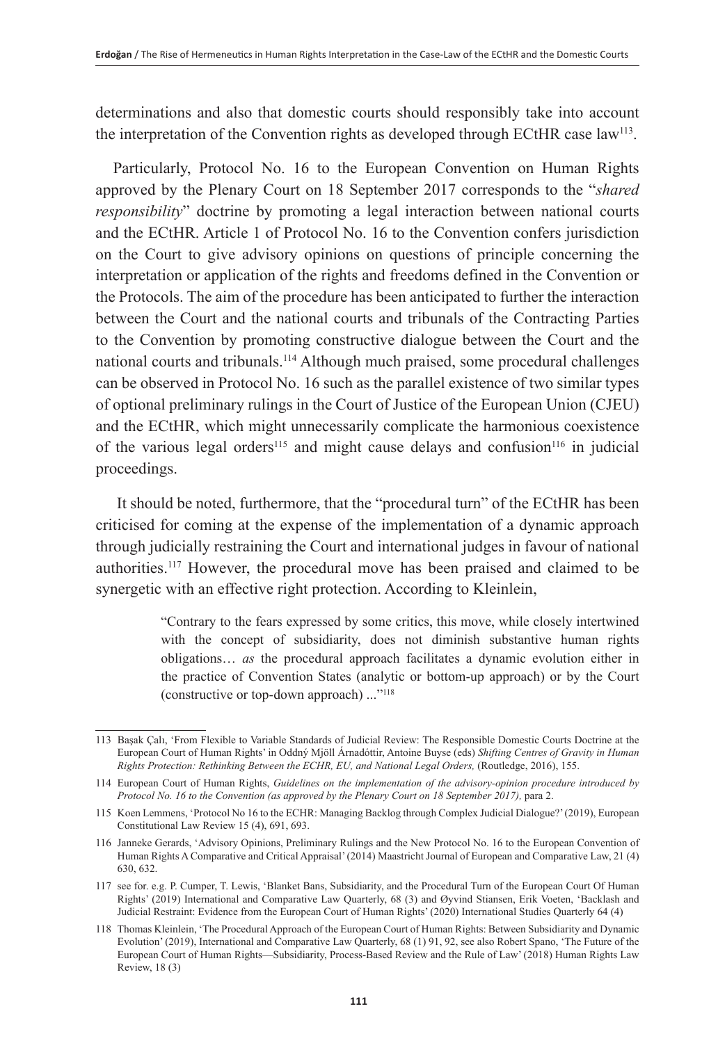determinations and also that domestic courts should responsibly take into account the interpretation of the Convention rights as developed through ECtHR case law[113].

Particularly, Protocol No. 16 to the European Convention on Human Rights approved by the Plenary Court on 18 September 2017 corresponds to the "*shared responsibility*" doctrine by promoting a legal interaction between national courts and the ECtHR. Article 1 of Protocol No. 16 to the Convention confers jurisdiction on the Court to give advisory opinions on questions of principle concerning the interpretation or application of the rights and freedoms defined in the Convention or the Protocols. The aim of the procedure has been anticipated to further the interaction between the Court and the national courts and tribunals of the Contracting Parties to the Convention by promoting constructive dialogue between the Court and the national courts and tribunals.[114] Although much praised, some procedural challenges can be observed in Protocol No. 16 such as the parallel existence of two similar types of optional preliminary rulings in the Court of Justice of the European Union (CJEU) and the ECtHR, which might unnecessarily complicate the harmonious coexistence of the various legal orders[115] and might cause delays and confusion[116] in judicial proceedings.

It should be noted, furthermore, that the "procedural turn" of the ECtHR has been criticised for coming at the expense of the implementation of a dynamic approach through judicially restraining the Court and international judges in favour of national authorities.[117] However, the procedural move has been praised and claimed to be synergetic with an effective right protection. According to Kleinlein,

> "Contrary to the fears expressed by some critics, this move, while closely intertwined with the concept of subsidiarity, does not diminish substantive human rights obligations… *as* the procedural approach facilitates a dynamic evolution either in the practice of Convention States (analytic or bottom-up approach) or by the Court (constructive or top-down approach) ..."[118]

---

113 Başak Çalı, 'From Flexible to Variable Standards of Judicial Review: The Responsible Domestic Courts Doctrine at the European Court of Human Rights' in Oddný Mjöll Árnadóttir, Antoine Buyse (eds) *Shifting Centres of Gravity in Human Rights Protection: Rethinking Between the ECHR, EU, and National Legal Orders,* (Routledge, 2016), 155.

114 European Court of Human Rights, *Guidelines on the implementation of the advisory-opinion procedure introduced by Protocol No. 16 to the Convention (as approved by the Plenary Court on 18 September 2017),* para 2.

115 Koen Lemmens, 'Protocol No 16 to the ECHR: Managing Backlog through Complex Judicial Dialogue?' (2019), European Constitutional Law Review 15 (4), 691, 693.

116 Janneke Gerards, 'Advisory Opinions, Preliminary Rulings and the New Protocol No. 16 to the European Convention of Human Rights A Comparative and Critical Appraisal' (2014) Maastricht Journal of European and Comparative Law, 21 (4) 630, 632.

117 see for. e.g. P. Cumper, T. Lewis, 'Blanket Bans, Subsidiarity, and the Procedural Turn of the European Court Of Human Rights' (2019) International and Comparative Law Quarterly, 68 (3) and Øyvind Stiansen, Erik Voeten, 'Backlash and Judicial Restraint: Evidence from the European Court of Human Rights' (2020) International Studies Quarterly 64 (4)

118 Thomas Kleinlein, 'The Procedural Approach of the European Court of Human Rights: Between Subsidiarity and Dynamic Evolution' (2019), International and Comparative Law Quarterly, 68 (1) 91, 92, see also Robert Spano, 'The Future of the European Court of Human Rights—Subsidiarity, Process-Based Review and the Rule of Law' (2018) Human Rights Law Review, 18 (3)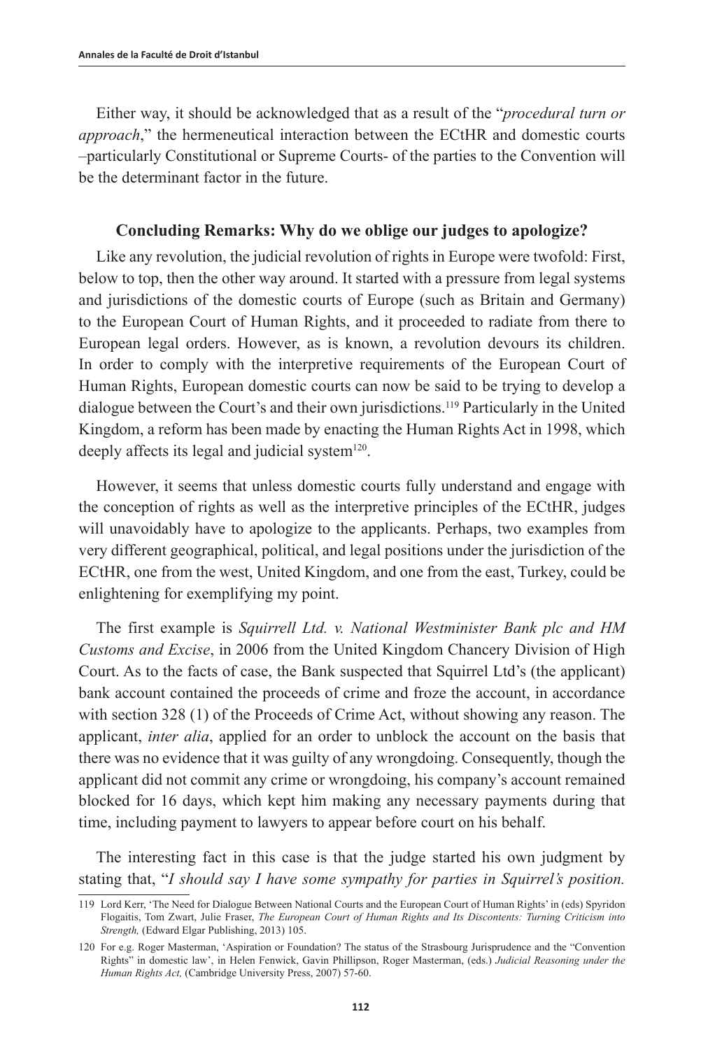Either way, it should be acknowledged that as a result of the "*procedural turn or approach*," the hermeneutical interaction between the ECtHR and domestic courts –particularly Constitutional or Supreme Courts- of the parties to the Convention will be the determinant factor in the future.

## Concluding Remarks: Why do we oblige our judges to apologize?

Like any revolution, the judicial revolution of rights in Europe were twofold: First, below to top, then the other way around. It started with a pressure from legal systems and jurisdictions of the domestic courts of Europe (such as Britain and Germany) to the European Court of Human Rights, and it proceeded to radiate from there to European legal orders. However, as is known, a revolution devours its children. In order to comply with the interpretive requirements of the European Court of Human Rights, European domestic courts can now be said to be trying to develop a dialogue between the Court's and their own jurisdictions.[119] Particularly in the United Kingdom, a reform has been made by enacting the Human Rights Act in 1998, which deeply affects its legal and judicial system[120].

However, it seems that unless domestic courts fully understand and engage with the conception of rights as well as the interpretive principles of the ECtHR, judges will unavoidably have to apologize to the applicants. Perhaps, two examples from very different geographical, political, and legal positions under the jurisdiction of the ECtHR, one from the west, United Kingdom, and one from the east, Turkey, could be enlightening for exemplifying my point.

The first example is *Squirrell Ltd. v. National Westminister Bank plc and HM Customs and Excise*, in 2006 from the United Kingdom Chancery Division of High Court. As to the facts of case, the Bank suspected that Squirrel Ltd's (the applicant) bank account contained the proceeds of crime and froze the account, in accordance with section 328 (1) of the Proceeds of Crime Act, without showing any reason. The applicant, *inter alia*, applied for an order to unblock the account on the basis that there was no evidence that it was guilty of any wrongdoing. Consequently, though the applicant did not commit any crime or wrongdoing, his company's account remained blocked for 16 days, which kept him making any necessary payments during that time, including payment to lawyers to appear before court on his behalf.

The interesting fact in this case is that the judge started his own judgment by stating that, "*I should say I have some sympathy for parties in Squirrel's position.*

---

119 Lord Kerr, 'The Need for Dialogue Between National Courts and the European Court of Human Rights' in (eds) Spyridon Flogaitis, Tom Zwart, Julie Fraser, *The European Court of Human Rights and Its Discontents: Turning Criticism into Strength,* (Edward Elgar Publishing, 2013) 105.

120 For e.g. Roger Masterman, 'Aspiration or Foundation? The status of the Strasbourg Jurisprudence and the "Convention Rights" in domestic law', in Helen Fenwick, Gavin Phillipson, Roger Masterman, (eds.) *Judicial Reasoning under the Human Rights Act,* (Cambridge University Press, 2007) 57-60.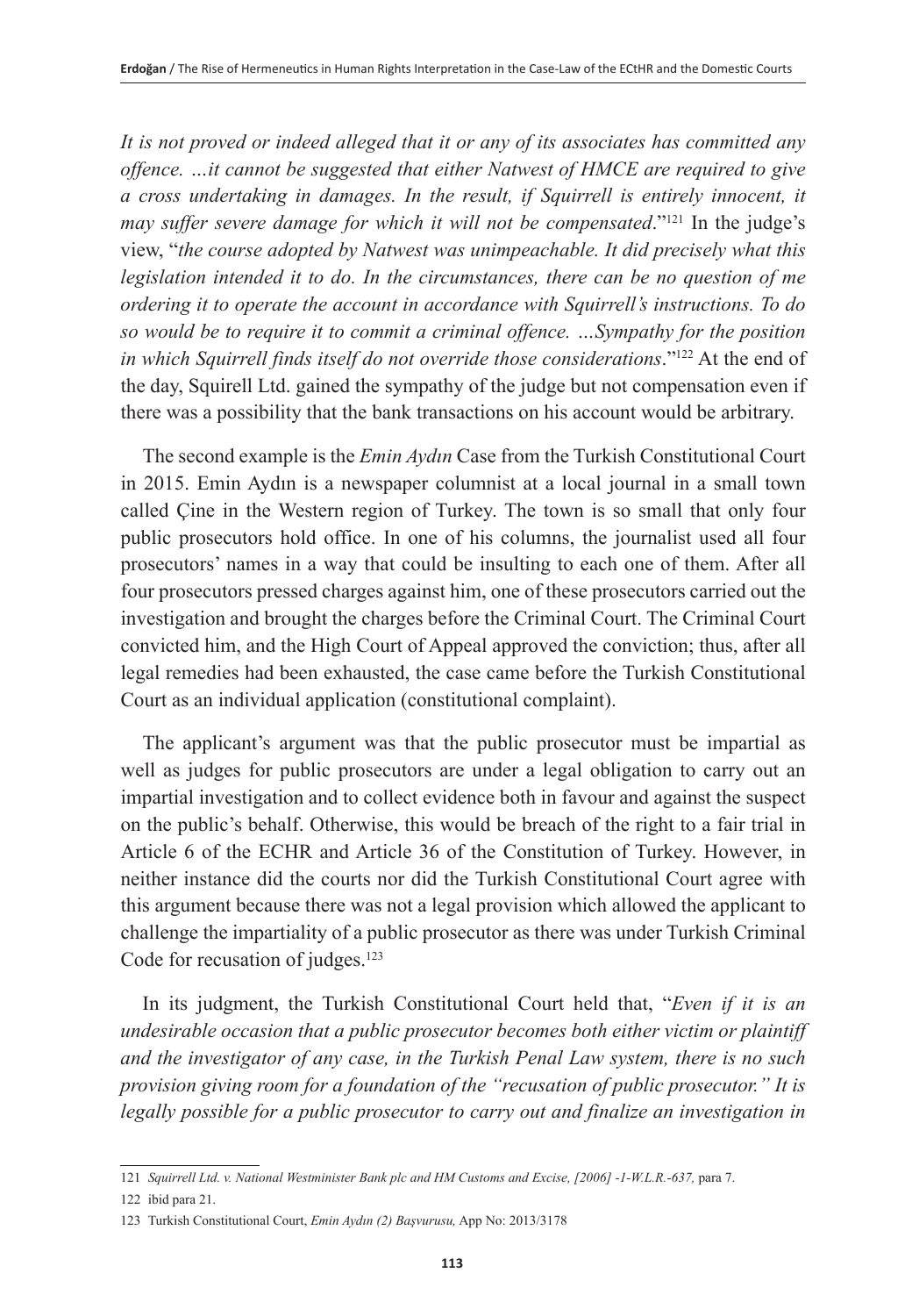*It is not proved or indeed alleged that it or any of its associates has committed any offence. …it cannot be suggested that either Natwest of HMCE are required to give a cross undertaking in damages. In the result, if Squirrell is entirely innocent, it may suffer severe damage for which it will not be compensated*."[121] In the judge's view, "*the course adopted by Natwest was unimpeachable. It did precisely what this legislation intended it to do. In the circumstances, there can be no question of me ordering it to operate the account in accordance with Squirrell's instructions. To do so would be to require it to commit a criminal offence. …Sympathy for the position in which Squirrell finds itself do not override those considerations*."[122] At the end of the day, Squirell Ltd. gained the sympathy of the judge but not compensation even if there was a possibility that the bank transactions on his account would be arbitrary.

The second example is the *Emin Aydın* Case from the Turkish Constitutional Court in 2015. Emin Aydın is a newspaper columnist at a local journal in a small town called Çine in the Western region of Turkey. The town is so small that only four public prosecutors hold office. In one of his columns, the journalist used all four prosecutors' names in a way that could be insulting to each one of them. After all four prosecutors pressed charges against him, one of these prosecutors carried out the investigation and brought the charges before the Criminal Court. The Criminal Court convicted him, and the High Court of Appeal approved the conviction; thus, after all legal remedies had been exhausted, the case came before the Turkish Constitutional Court as an individual application (constitutional complaint).

The applicant's argument was that the public prosecutor must be impartial as well as judges for public prosecutors are under a legal obligation to carry out an impartial investigation and to collect evidence both in favour and against the suspect on the public's behalf. Otherwise, this would be breach of the right to a fair trial in Article 6 of the ECHR and Article 36 of the Constitution of Turkey. However, in neither instance did the courts nor did the Turkish Constitutional Court agree with this argument because there was not a legal provision which allowed the applicant to challenge the impartiality of a public prosecutor as there was under Turkish Criminal Code for recusation of judges.[123]

In its judgment, the Turkish Constitutional Court held that, "*Even if it is an undesirable occasion that a public prosecutor becomes both either victim or plaintiff and the investigator of any case, in the Turkish Penal Law system, there is no such provision giving room for a foundation of the "recusation of public prosecutor." It is legally possible for a public prosecutor to carry out and finalize an investigation in*

---

121 *Squirrell Ltd. v. National Westminister Bank plc and HM Customs and Excise, [2006] -1-W.L.R.-637,* para 7.

122 ibid para 21.

123 Turkish Constitutional Court, *Emin Aydın (2) Başvurusu,* App No: 2013/3178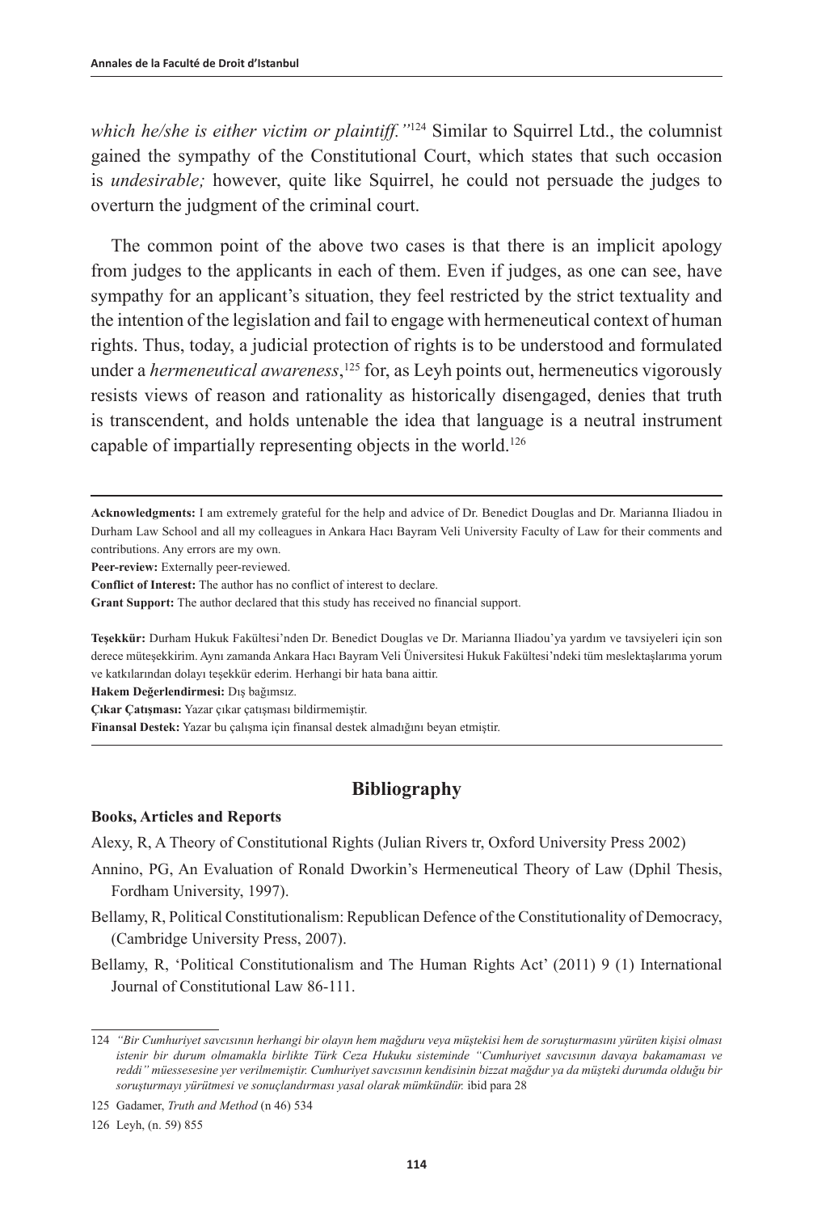*which he/she is either victim or plaintiff."*[124] Similar to Squirrel Ltd., the columnist gained the sympathy of the Constitutional Court, which states that such occasion is *undesirable;* however, quite like Squirrel, he could not persuade the judges to overturn the judgment of the criminal court.

The common point of the above two cases is that there is an implicit apology from judges to the applicants in each of them. Even if judges, as one can see, have sympathy for an applicant's situation, they feel restricted by the strict textuality and the intention of the legislation and fail to engage with hermeneutical context of human rights. Thus, today, a judicial protection of rights is to be understood and formulated under a *hermeneutical awareness*,[125] for, as Leyh points out, hermeneutics vigorously resists views of reason and rationality as historically disengaged, denies that truth is transcendent, and holds untenable the idea that language is a neutral instrument capable of impartially representing objects in the world.[126]

---

**Acknowledgments:** I am extremely grateful for the help and advice of Dr. Benedict Douglas and Dr. Marianna Iliadou in Durham Law School and all my colleagues in Ankara Hacı Bayram Veli University Faculty of Law for their comments and contributions. Any errors are my own.

**Peer-review:** Externally peer-reviewed.

**Conflict of Interest:** The author has no conflict of interest to declare.

**Grant Support:** The author declared that this study has received no financial support.

**Teşekkür:** Durham Hukuk Fakültesi'nden Dr. Benedict Douglas ve Dr. Marianna Iliadou'ya yardım ve tavsiyeleri için son derece müteşekkirim. Aynı zamanda Ankara Hacı Bayram Veli Üniversitesi Hukuk Fakültesi'ndeki tüm meslektaşlarıma yorum ve katkılarından dolayı teşekkür ederim. Herhangi bir hata bana aittir.

**Hakem Değerlendirmesi:** Dış bağımsız.

**Çıkar Çatışması:** Yazar çıkar çatışması bildirmemiştir.

**Finansal Destek:** Yazar bu çalışma için finansal destek almadığını beyan etmiştir.

---

## Bibliography

### Books, Articles and Reports

Alexy, R, A Theory of Constitutional Rights (Julian Rivers tr, Oxford University Press 2002)

Annino, PG, An Evaluation of Ronald Dworkin's Hermeneutical Theory of Law (Dphil Thesis, Fordham University, 1997).

Bellamy, R, Political Constitutionalism: Republican Defence of the Constitutionality of Democracy, (Cambridge University Press, 2007).

Bellamy, R, 'Political Constitutionalism and The Human Rights Act' (2011) 9 (1) International Journal of Constitutional Law 86-111.

---

124 *"Bir Cumhuriyet savcısının herhangi bir olayın hem mağduru veya müştekisi hem de soruşturmasını yürüten kişisi olması istenir bir durum olmamakla birlikte Türk Ceza Hukuku sisteminde "Cumhuriyet savcısının davaya bakamaması ve reddi" müessesesine yer verilmemiştir. Cumhuriyet savcısının kendisinin bizzat mağdur ya da müşteki durumda olduğu bir soruşturmayı yürütmesi ve sonuçlandırması yasal olarak mümkündür.* ibid para 28

125 Gadamer, *Truth and Method* (n 46) 534

126 Leyh, (n. 59) 855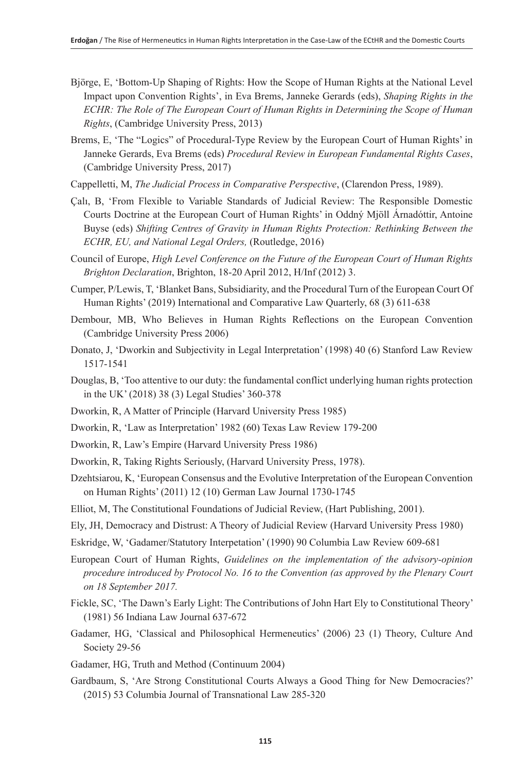Björge, E, 'Bottom-Up Shaping of Rights: How the Scope of Human Rights at the National Level Impact upon Convention Rights', in Eva Brems, Janneke Gerards (eds), *Shaping Rights in the ECHR: The Role of The European Court of Human Rights in Determining the Scope of Human Rights*, (Cambridge University Press, 2013)

Brems, E, 'The "Logics" of Procedural-Type Review by the European Court of Human Rights' in Janneke Gerards, Eva Brems (eds) *Procedural Review in European Fundamental Rights Cases*, (Cambridge University Press, 2017)

Cappelletti, M, *The Judicial Process in Comparative Perspective*, (Clarendon Press, 1989).

Çalı, B, 'From Flexible to Variable Standards of Judicial Review: The Responsible Domestic Courts Doctrine at the European Court of Human Rights' in Oddný Mjöll Árnadóttir, Antoine Buyse (eds) *Shifting Centres of Gravity in Human Rights Protection: Rethinking Between the ECHR, EU, and National Legal Orders,* (Routledge, 2016)

Council of Europe, *High Level Conference on the Future of the European Court of Human Rights Brighton Declaration*, Brighton, 18-20 April 2012, H/Inf (2012) 3.

Cumper, P/Lewis, T, 'Blanket Bans, Subsidiarity, and the Procedural Turn of the European Court Of Human Rights' (2019) International and Comparative Law Quarterly, 68 (3) 611-638

Dembour, MB, Who Believes in Human Rights Reflections on the European Convention (Cambridge University Press 2006)

Donato, J, 'Dworkin and Subjectivity in Legal Interpretation' (1998) 40 (6) Stanford Law Review 1517-1541

Douglas, B, 'Too attentive to our duty: the fundamental conflict underlying human rights protection in the UK' (2018) 38 (3) Legal Studies' 360-378

Dworkin, R, A Matter of Principle (Harvard University Press 1985)

Dworkin, R, 'Law as Interpretation' 1982 (60) Texas Law Review 179-200

Dworkin, R, Law's Empire (Harvard University Press 1986)

Dworkin, R, Taking Rights Seriously, (Harvard University Press, 1978).

Dzehtsiarou, K, 'European Consensus and the Evolutive Interpretation of the European Convention on Human Rights' (2011) 12 (10) German Law Journal 1730-1745

Elliot, M, The Constitutional Foundations of Judicial Review, (Hart Publishing, 2001).

Ely, JH, Democracy and Distrust: A Theory of Judicial Review (Harvard University Press 1980)

Eskridge, W, 'Gadamer/Statutory Interpetation' (1990) 90 Columbia Law Review 609-681

European Court of Human Rights, *Guidelines on the implementation of the advisory-opinion procedure introduced by Protocol No. 16 to the Convention (as approved by the Plenary Court on 18 September 2017.*

Fickle, SC, 'The Dawn's Early Light: The Contributions of John Hart Ely to Constitutional Theory' (1981) 56 Indiana Law Journal 637-672

Gadamer, HG, 'Classical and Philosophical Hermeneutics' (2006) 23 (1) Theory, Culture And Society 29-56

Gadamer, HG, Truth and Method (Continuum 2004)

Gardbaum, S, 'Are Strong Constitutional Courts Always a Good Thing for New Democracies?' (2015) 53 Columbia Journal of Transnational Law 285-320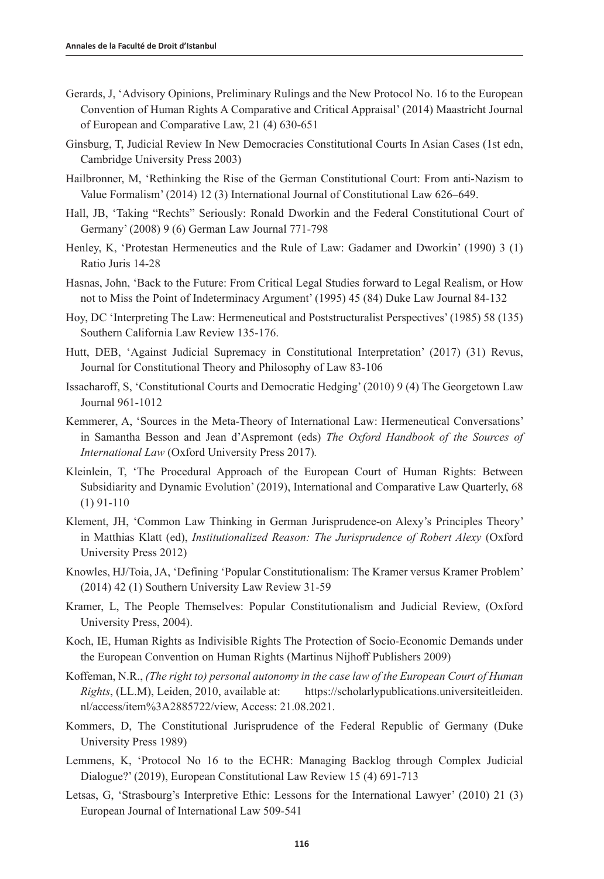Gerards, J, 'Advisory Opinions, Preliminary Rulings and the New Protocol No. 16 to the European Convention of Human Rights A Comparative and Critical Appraisal' (2014) Maastricht Journal of European and Comparative Law, 21 (4) 630-651

Ginsburg, T, Judicial Review In New Democracies Constitutional Courts In Asian Cases (1st edn, Cambridge University Press 2003)

Hailbronner, M, 'Rethinking the Rise of the German Constitutional Court: From anti-Nazism to Value Formalism' (2014) 12 (3) International Journal of Constitutional Law 626–649.

Hall, JB, 'Taking "Rechts" Seriously: Ronald Dworkin and the Federal Constitutional Court of Germany' (2008) 9 (6) German Law Journal 771-798

Henley, K, 'Protestan Hermeneutics and the Rule of Law: Gadamer and Dworkin' (1990) 3 (1) Ratio Juris 14-28

Hasnas, John, 'Back to the Future: From Critical Legal Studies forward to Legal Realism, or How not to Miss the Point of Indeterminacy Argument' (1995) 45 (84) Duke Law Journal 84-132

Hoy, DC 'Interpreting The Law: Hermeneutical and Poststructuralist Perspectives' (1985) 58 (135) Southern California Law Review 135-176.

Hutt, DEB, 'Against Judicial Supremacy in Constitutional Interpretation' (2017) (31) Revus, Journal for Constitutional Theory and Philosophy of Law 83-106

Issacharoff, S, 'Constitutional Courts and Democratic Hedging' (2010) 9 (4) The Georgetown Law Journal 961-1012

Kemmerer, A, 'Sources in the Meta-Theory of International Law: Hermeneutical Conversations' in Samantha Besson and Jean d'Aspremont (eds) *The Oxford Handbook of the Sources of International Law* (Oxford University Press 2017).

Kleinlein, T, 'The Procedural Approach of the European Court of Human Rights: Between Subsidiarity and Dynamic Evolution' (2019), International and Comparative Law Quarterly, 68 (1) 91-110

Klement, JH, 'Common Law Thinking in German Jurisprudence-on Alexy's Principles Theory' in Matthias Klatt (ed), *Institutionalized Reason: The Jurisprudence of Robert Alexy* (Oxford University Press 2012)

Knowles, HJ/Toia, JA, 'Defining 'Popular Constitutionalism: The Kramer versus Kramer Problem' (2014) 42 (1) Southern University Law Review 31-59

Kramer, L, The People Themselves: Popular Constitutionalism and Judicial Review, (Oxford University Press, 2004).

Koch, IE, Human Rights as Indivisible Rights The Protection of Socio-Economic Demands under the European Convention on Human Rights (Martinus Nijhoff Publishers 2009)

Koffeman, N.R., *(The right to) personal autonomy in the case law of the European Court of Human Rights*, (LL.M), Leiden, 2010, available at: https://scholarlypublications.universiteitleiden.nl/access/item%3A2885722/view, Access: 21.08.2021.

Kommers, D, The Constitutional Jurisprudence of the Federal Republic of Germany (Duke University Press 1989)

Lemmens, K, 'Protocol No 16 to the ECHR: Managing Backlog through Complex Judicial Dialogue?' (2019), European Constitutional Law Review 15 (4) 691-713

Letsas, G, 'Strasbourg's Interpretive Ethic: Lessons for the International Lawyer' (2010) 21 (3) European Journal of International Law 509-541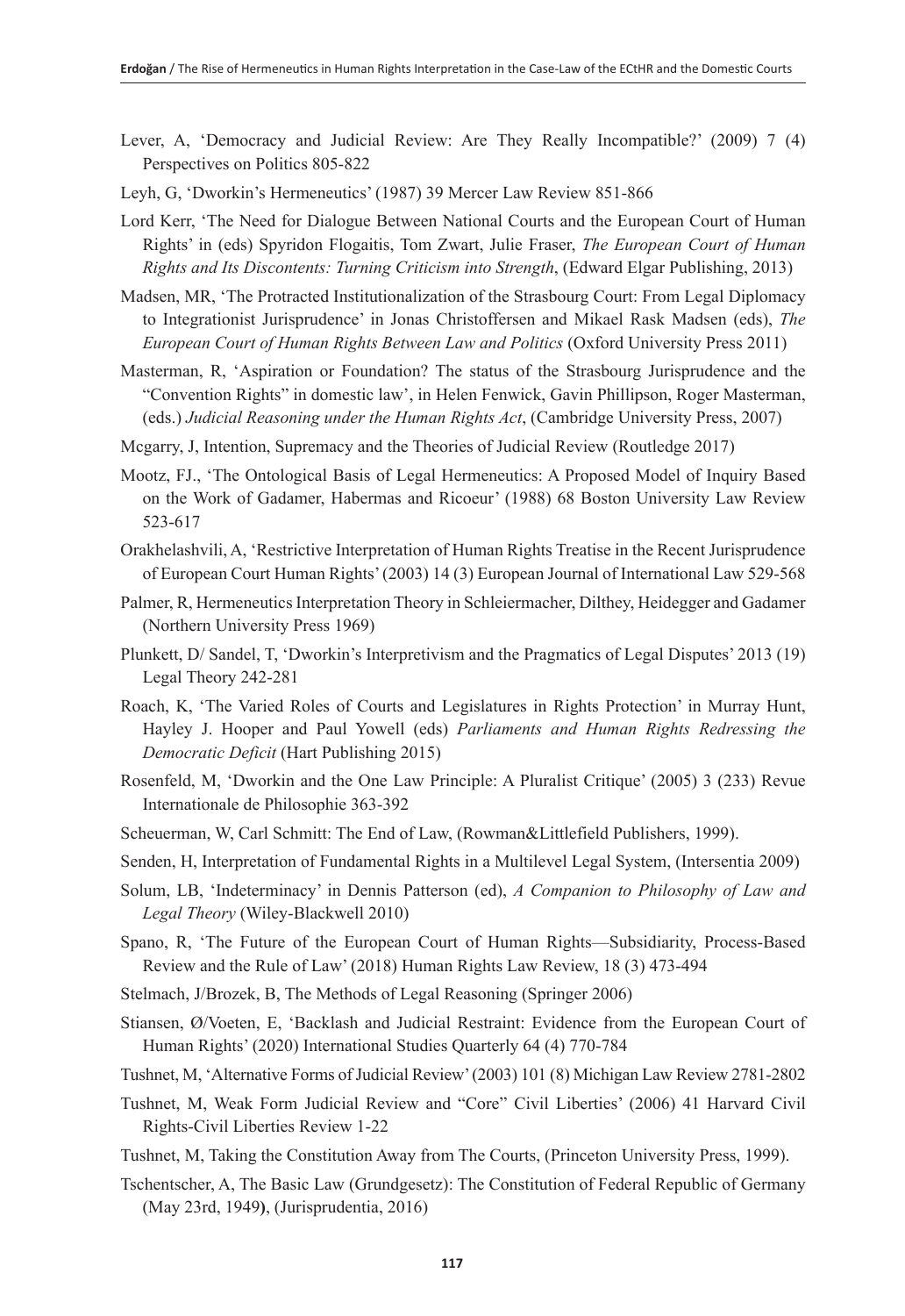Lever, A, 'Democracy and Judicial Review: Are They Really Incompatible?' (2009) 7 (4) Perspectives on Politics 805-822

Leyh, G, 'Dworkin's Hermeneutics' (1987) 39 Mercer Law Review 851-866

Lord Kerr, 'The Need for Dialogue Between National Courts and the European Court of Human Rights' in (eds) Spyridon Flogaitis, Tom Zwart, Julie Fraser, *The European Court of Human Rights and Its Discontents: Turning Criticism into Strength*, (Edward Elgar Publishing, 2013)

Madsen, MR, 'The Protracted Institutionalization of the Strasbourg Court: From Legal Diplomacy to Integrationist Jurisprudence' in Jonas Christoffersen and Mikael Rask Madsen (eds), *The European Court of Human Rights Between Law and Politics* (Oxford University Press 2011)

Masterman, R, 'Aspiration or Foundation? The status of the Strasbourg Jurisprudence and the "Convention Rights" in domestic law', in Helen Fenwick, Gavin Phillipson, Roger Masterman, (eds.) *Judicial Reasoning under the Human Rights Act*, (Cambridge University Press, 2007)

Mcgarry, J, Intention, Supremacy and the Theories of Judicial Review (Routledge 2017)

Mootz, FJ., 'The Ontological Basis of Legal Hermeneutics: A Proposed Model of Inquiry Based on the Work of Gadamer, Habermas and Ricoeur' (1988) 68 Boston University Law Review 523-617

Orakhelashvili, A, 'Restrictive Interpretation of Human Rights Treatise in the Recent Jurisprudence of European Court Human Rights' (2003) 14 (3) European Journal of International Law 529-568

Palmer, R, Hermeneutics Interpretation Theory in Schleiermacher, Dilthey, Heidegger and Gadamer (Northern University Press 1969)

Plunkett, D/ Sandel, T, 'Dworkin's Interpretivism and the Pragmatics of Legal Disputes' 2013 (19) Legal Theory 242-281

Roach, K, 'The Varied Roles of Courts and Legislatures in Rights Protection' in Murray Hunt, Hayley J. Hooper and Paul Yowell (eds) *Parliaments and Human Rights Redressing the Democratic Deficit* (Hart Publishing 2015)

Rosenfeld, M, 'Dworkin and the One Law Principle: A Pluralist Critique' (2005) 3 (233) Revue Internationale de Philosophie 363-392

Scheuerman, W, Carl Schmitt: The End of Law, (Rowman&Littlefield Publishers, 1999).

Senden, H, Interpretation of Fundamental Rights in a Multilevel Legal System, (Intersentia 2009)

Solum, LB, 'Indeterminacy' in Dennis Patterson (ed), *A Companion to Philosophy of Law and Legal Theory* (Wiley-Blackwell 2010)

Spano, R, 'The Future of the European Court of Human Rights—Subsidiarity, Process-Based Review and the Rule of Law' (2018) Human Rights Law Review, 18 (3) 473-494

Stelmach, J/Brozek, B, The Methods of Legal Reasoning (Springer 2006)

Stiansen, Ø/Voeten, E, 'Backlash and Judicial Restraint: Evidence from the European Court of Human Rights' (2020) International Studies Quarterly 64 (4) 770-784

Tushnet, M, 'Alternative Forms of Judicial Review' (2003) 101 (8) Michigan Law Review 2781-2802

Tushnet, M, Weak Form Judicial Review and "Core" Civil Liberties' (2006) 41 Harvard Civil Rights-Civil Liberties Review 1-22

Tushnet, M, Taking the Constitution Away from The Courts, (Princeton University Press, 1999).

Tschentscher, A, The Basic Law (Grundgesetz): The Constitution of Federal Republic of Germany (May 23rd, 1949), (Jurisprudentia, 2016)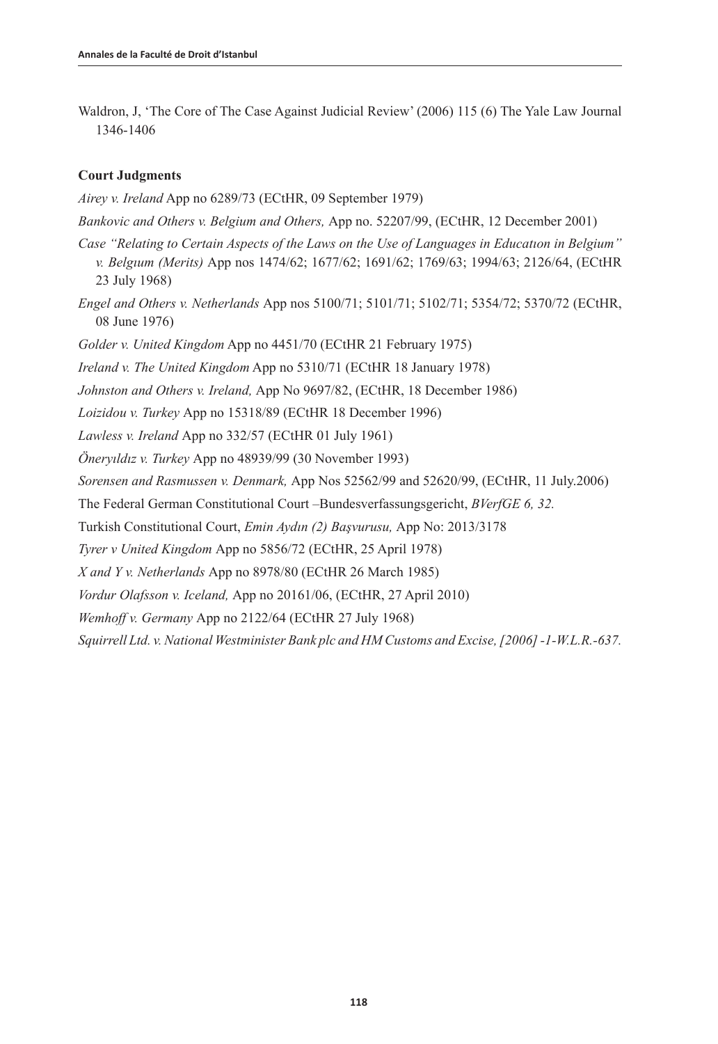Waldron, J, 'The Core of The Case Against Judicial Review' (2006) 115 (6) The Yale Law Journal 1346-1406

**Court Judgments**

*Airey v. Ireland* App no 6289/73 (ECtHR, 09 September 1979)

*Bankovic and Others v. Belgium and Others,* App no. 52207/99, (ECtHR, 12 December 2001)

*Case "Relating to Certain Aspects of the Laws on the Use of Languages in Educatıon in Belgium" v. Belgıum (Merits)* App nos 1474/62; 1677/62; 1691/62; 1769/63; 1994/63; 2126/64, (ECtHR 23 July 1968)

*Engel and Others v. Netherlands* App nos 5100/71; 5101/71; 5102/71; 5354/72; 5370/72 (ECtHR, 08 June 1976)

*Golder v. United Kingdom* App no 4451/70 (ECtHR 21 February 1975)

*Ireland v. The United Kingdom* App no 5310/71 (ECtHR 18 January 1978)

*Johnston and Others v. Ireland,* App No 9697/82, (ECtHR, 18 December 1986)

*Loizidou v. Turkey* App no 15318/89 (ECtHR 18 December 1996)

*Lawless v. Ireland* App no 332/57 (ECtHR 01 July 1961)

*Öneryıldız v. Turkey* App no 48939/99 (30 November 1993)

*Sorensen and Rasmussen v. Denmark,* App Nos 52562/99 and 52620/99, (ECtHR, 11 July.2006)

The Federal German Constitutional Court –Bundesverfassungsgericht, *BVerfGE 6, 32.*

Turkish Constitutional Court, *Emin Aydın (2) Başvurusu,* App No: 2013/3178

*Tyrer v United Kingdom* App no 5856/72 (ECtHR, 25 April 1978)

*X and Y v. Netherlands* App no 8978/80 (ECtHR 26 March 1985)

*Vordur Olafsson v. Iceland,* App no 20161/06, (ECtHR, 27 April 2010)

*Wemhoff v. Germany* App no 2122/64 (ECtHR 27 July 1968)

*Squirrell Ltd. v. National Westminister Bank plc and HM Customs and Excise, [2006] -1-W.L.R.-637.*